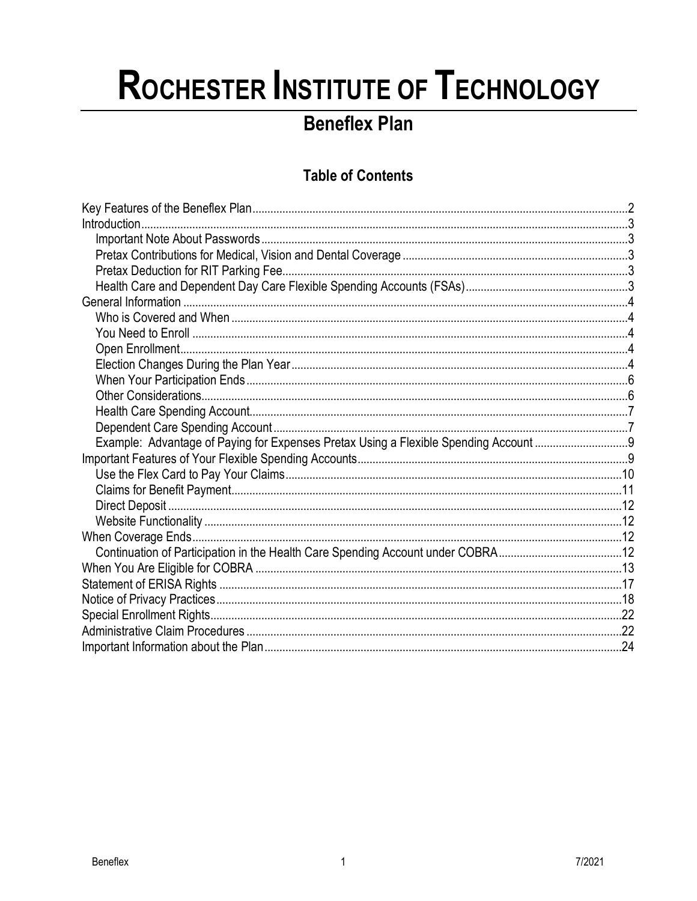# ROCHESTER INSTITUTE OF TECHNOLOGY

## Beneflex Plan

### Table of Contents

Key Features of the Beneflex Plan ... 2
Introduction ... 3
- Important Note About Passwords ... 3
- Pretax Contributions for Medical, Vision and Dental Coverage ... 3
- Pretax Deduction for RIT Parking Fee ... 3
- Health Care and Dependent Day Care Flexible Spending Accounts (FSAs) ... 3

General Information ... 4
- Who is Covered and When ... 4
- You Need to Enroll ... 4
- Open Enrollment ... 4
- Election Changes During the Plan Year ... 4
- When Your Participation Ends ... 6
- Other Considerations ... 6
- Health Care Spending Account ... 7
- Dependent Care Spending Account ... 7
- Example: Advantage of Paying for Expenses Pretax Using a Flexible Spending Account ... 9

Important Features of Your Flexible Spending Accounts ... 9
- Use the Flex Card to Pay Your Claims ... 10
- Claims for Benefit Payment ... 11
- Direct Deposit ... 12
- Website Functionality ... 12

When Coverage Ends ... 12
- Continuation of Participation in the Health Care Spending Account under COBRA ... 12

When You Are Eligible for COBRA ... 13
Statement of ERISA Rights ... 17
Notice of Privacy Practices ... 18
Special Enrollment Rights ... 22
Administrative Claim Procedures ... 22
Important Information about the Plan ... 24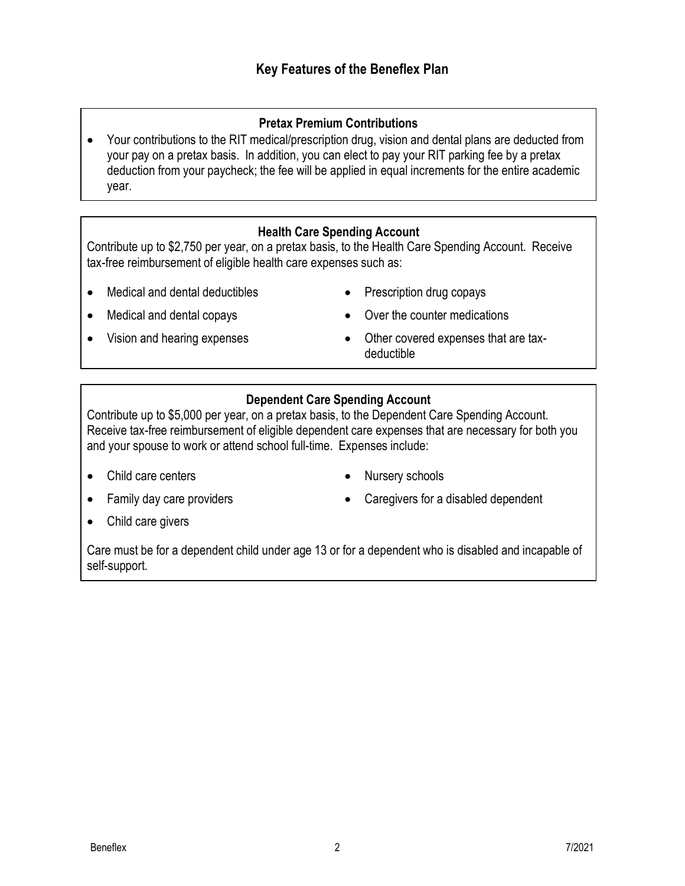# Key Features of the Beneflex Plan

### Pretax Premium Contributions

- Your contributions to the RIT medical/prescription drug, vision and dental plans are deducted from your pay on a pretax basis. In addition, you can elect to pay your RIT parking fee by a pretax deduction from your paycheck; the fee will be applied in equal increments for the entire academic year.

### Health Care Spending Account

Contribute up to $2,750 per year, on a pretax basis, to the Health Care Spending Account. Receive tax-free reimbursement of eligible health care expenses such as:

- Medical and dental deductibles
- Medical and dental copays
- Vision and hearing expenses
- Prescription drug copays
- Over the counter medications
- Other covered expenses that are tax-deductible

### Dependent Care Spending Account

Contribute up to $5,000 per year, on a pretax basis, to the Dependent Care Spending Account. Receive tax-free reimbursement of eligible dependent care expenses that are necessary for both you and your spouse to work or attend school full-time. Expenses include:

- Child care centers
- Family day care providers
- Child care givers
- Nursery schools
- Caregivers for a disabled dependent

Care must be for a dependent child under age 13 or for a dependent who is disabled and incapable of self-support.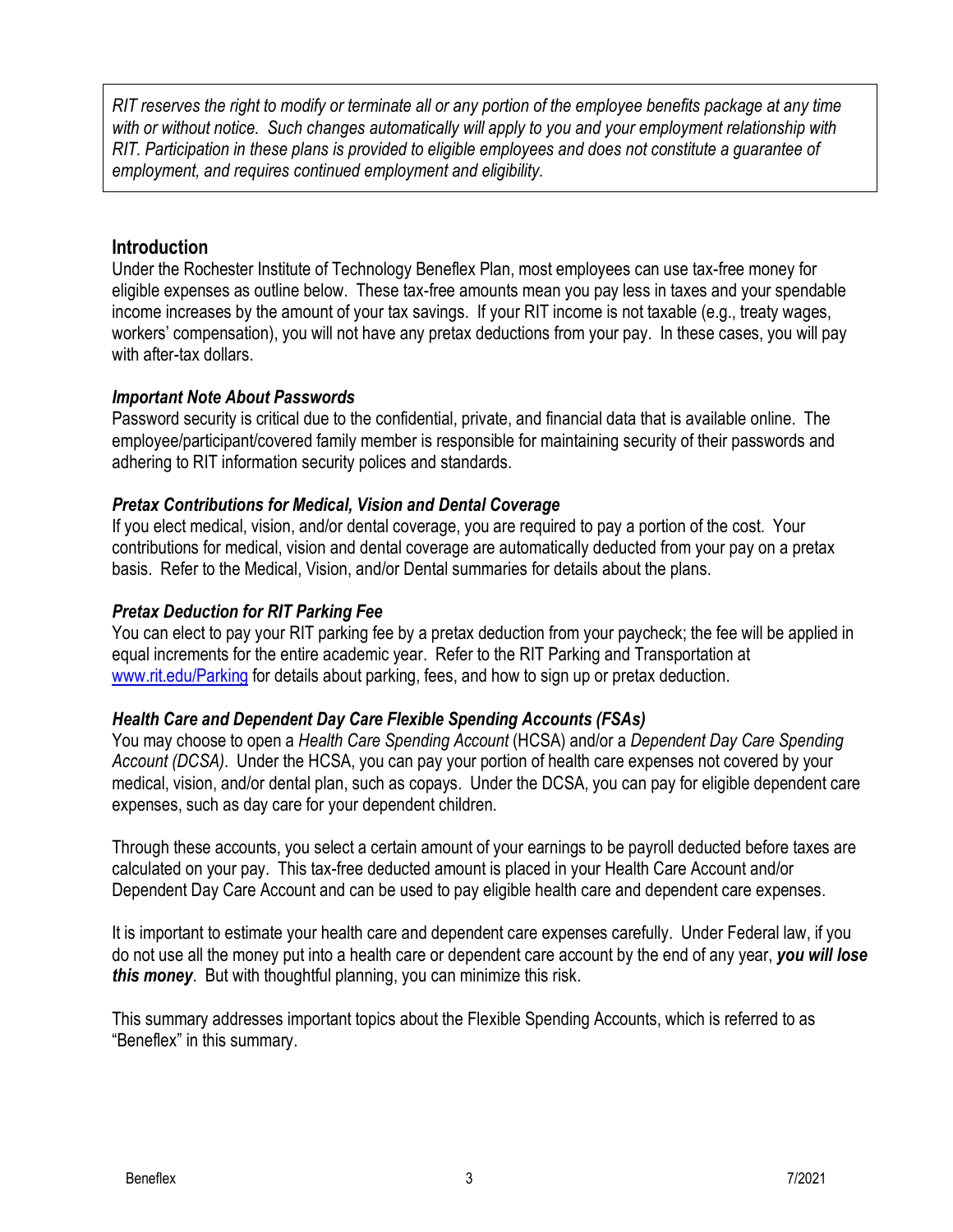*RIT reserves the right to modify or terminate all or any portion of the employee benefits package at any time with or without notice. Such changes automatically will apply to you and your employment relationship with RIT. Participation in these plans is provided to eligible employees and does not constitute a guarantee of employment, and requires continued employment and eligibility.*

## Introduction

Under the Rochester Institute of Technology Beneflex Plan, most employees can use tax-free money for eligible expenses as outline below. These tax-free amounts mean you pay less in taxes and your spendable income increases by the amount of your tax savings. If your RIT income is not taxable (e.g., treaty wages, workers' compensation), you will not have any pretax deductions from your pay. In these cases, you will pay with after-tax dollars.

### *Important Note About Passwords*

Password security is critical due to the confidential, private, and financial data that is available online. The employee/participant/covered family member is responsible for maintaining security of their passwords and adhering to RIT information security polices and standards.

### *Pretax Contributions for Medical, Vision and Dental Coverage*

If you elect medical, vision, and/or dental coverage, you are required to pay a portion of the cost. Your contributions for medical, vision and dental coverage are automatically deducted from your pay on a pretax basis. Refer to the Medical, Vision, and/or Dental summaries for details about the plans.

### *Pretax Deduction for RIT Parking Fee*

You can elect to pay your RIT parking fee by a pretax deduction from your paycheck; the fee will be applied in equal increments for the entire academic year. Refer to the RIT Parking and Transportation at [www.rit.edu/Parking](www.rit.edu/Parking) for details about parking, fees, and how to sign up or pretax deduction.

### *Health Care and Dependent Day Care Flexible Spending Accounts (FSAs)*

You may choose to open a *Health Care Spending Account* (HCSA) and/or a *Dependent Day Care Spending Account (DCSA)*. Under the HCSA, you can pay your portion of health care expenses not covered by your medical, vision, and/or dental plan, such as copays. Under the DCSA, you can pay for eligible dependent care expenses, such as day care for your dependent children.

Through these accounts, you select a certain amount of your earnings to be payroll deducted before taxes are calculated on your pay. This tax-free deducted amount is placed in your Health Care Account and/or Dependent Day Care Account and can be used to pay eligible health care and dependent care expenses.

It is important to estimate your health care and dependent care expenses carefully. Under Federal law, if you do not use all the money put into a health care or dependent care account by the end of any year, ***you will lose this money***. But with thoughtful planning, you can minimize this risk.

This summary addresses important topics about the Flexible Spending Accounts, which is referred to as "Beneflex" in this summary.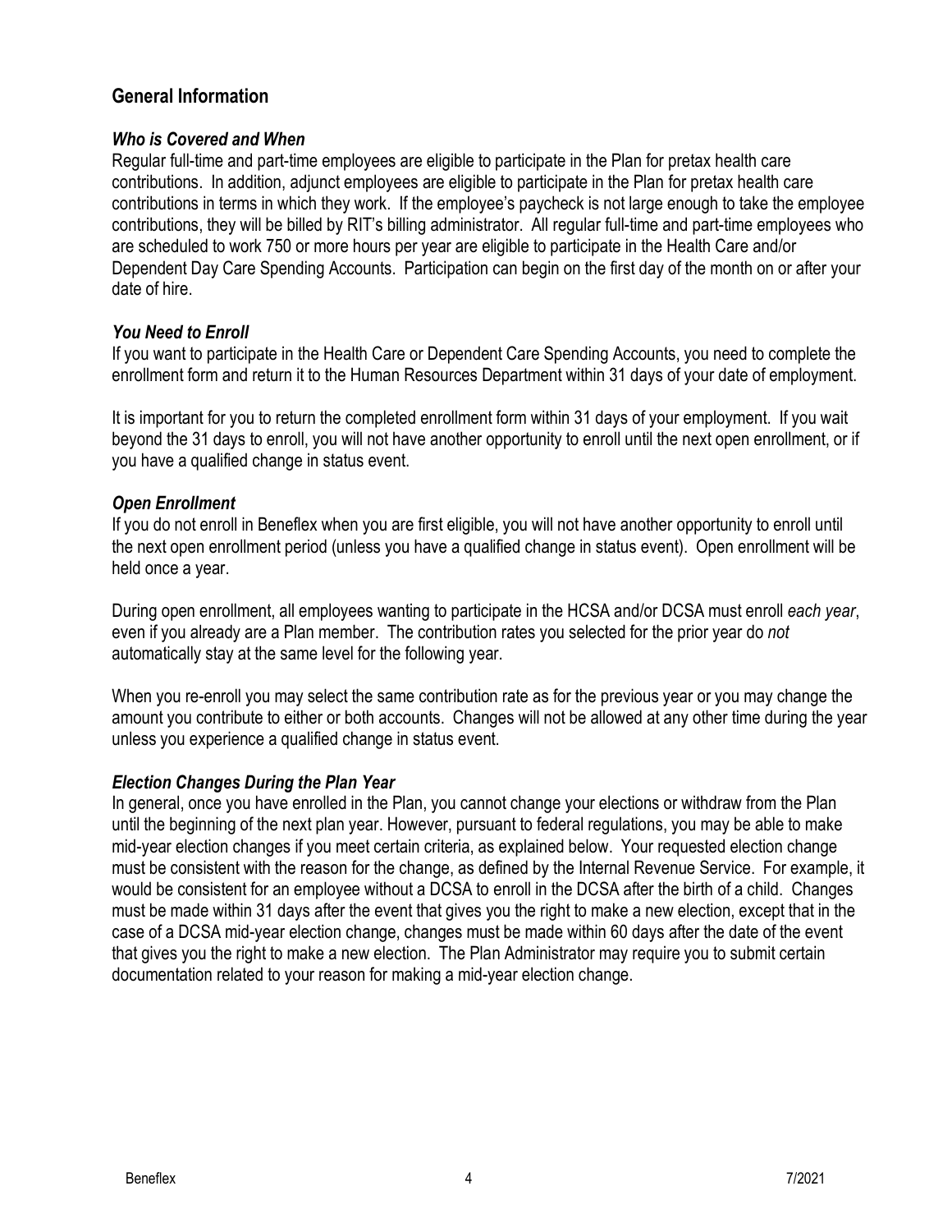## General Information

### *Who is Covered and When*

Regular full-time and part-time employees are eligible to participate in the Plan for pretax health care contributions. In addition, adjunct employees are eligible to participate in the Plan for pretax health care contributions in terms in which they work. If the employee's paycheck is not large enough to take the employee contributions, they will be billed by RIT's billing administrator. All regular full-time and part-time employees who are scheduled to work 750 or more hours per year are eligible to participate in the Health Care and/or Dependent Day Care Spending Accounts. Participation can begin on the first day of the month on or after your date of hire.

### *You Need to Enroll*

If you want to participate in the Health Care or Dependent Care Spending Accounts, you need to complete the enrollment form and return it to the Human Resources Department within 31 days of your date of employment.

It is important for you to return the completed enrollment form within 31 days of your employment. If you wait beyond the 31 days to enroll, you will not have another opportunity to enroll until the next open enrollment, or if you have a qualified change in status event.

### *Open Enrollment*

If you do not enroll in Beneflex when you are first eligible, you will not have another opportunity to enroll until the next open enrollment period (unless you have a qualified change in status event). Open enrollment will be held once a year.

During open enrollment, all employees wanting to participate in the HCSA and/or DCSA must enroll *each year*, even if you already are a Plan member. The contribution rates you selected for the prior year do *not* automatically stay at the same level for the following year.

When you re-enroll you may select the same contribution rate as for the previous year or you may change the amount you contribute to either or both accounts. Changes will not be allowed at any other time during the year unless you experience a qualified change in status event.

### *Election Changes During the Plan Year*

In general, once you have enrolled in the Plan, you cannot change your elections or withdraw from the Plan until the beginning of the next plan year. However, pursuant to federal regulations, you may be able to make mid-year election changes if you meet certain criteria, as explained below. Your requested election change must be consistent with the reason for the change, as defined by the Internal Revenue Service. For example, it would be consistent for an employee without a DCSA to enroll in the DCSA after the birth of a child. Changes must be made within 31 days after the event that gives you the right to make a new election, except that in the case of a DCSA mid-year election change, changes must be made within 60 days after the date of the event that gives you the right to make a new election. The Plan Administrator may require you to submit certain documentation related to your reason for making a mid-year election change.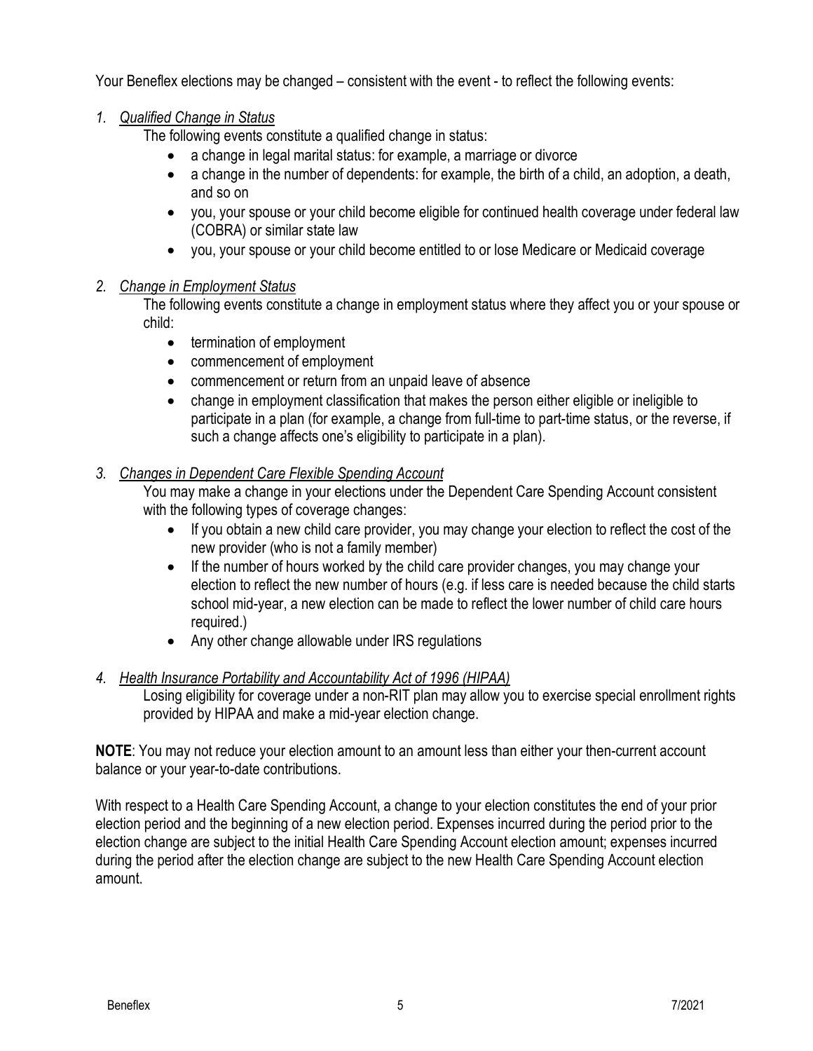Your Beneflex elections may be changed – consistent with the event - to reflect the following events:

1. *Qualified Change in Status*

   The following events constitute a qualified change in status:

   - a change in legal marital status: for example, a marriage or divorce
   - a change in the number of dependents: for example, the birth of a child, an adoption, a death, and so on
   - you, your spouse or your child become eligible for continued health coverage under federal law (COBRA) or similar state law
   - you, your spouse or your child become entitled to or lose Medicare or Medicaid coverage

2. *Change in Employment Status*

   The following events constitute a change in employment status where they affect you or your spouse or child:

   - termination of employment
   - commencement of employment
   - commencement or return from an unpaid leave of absence
   - change in employment classification that makes the person either eligible or ineligible to participate in a plan (for example, a change from full-time to part-time status, or the reverse, if such a change affects one's eligibility to participate in a plan).

3. *Changes in Dependent Care Flexible Spending Account*

   You may make a change in your elections under the Dependent Care Spending Account consistent with the following types of coverage changes:

   - If you obtain a new child care provider, you may change your election to reflect the cost of the new provider (who is not a family member)
   - If the number of hours worked by the child care provider changes, you may change your election to reflect the new number of hours (e.g. if less care is needed because the child starts school mid-year, a new election can be made to reflect the lower number of child care hours required.)
   - Any other change allowable under IRS regulations

4. *Health Insurance Portability and Accountability Act of 1996 (HIPAA)*

   Losing eligibility for coverage under a non-RIT plan may allow you to exercise special enrollment rights provided by HIPAA and make a mid-year election change.

**NOTE**: You may not reduce your election amount to an amount less than either your then-current account balance or your year-to-date contributions.

With respect to a Health Care Spending Account, a change to your election constitutes the end of your prior election period and the beginning of a new election period. Expenses incurred during the period prior to the election change are subject to the initial Health Care Spending Account election amount; expenses incurred during the period after the election change are subject to the new Health Care Spending Account election amount.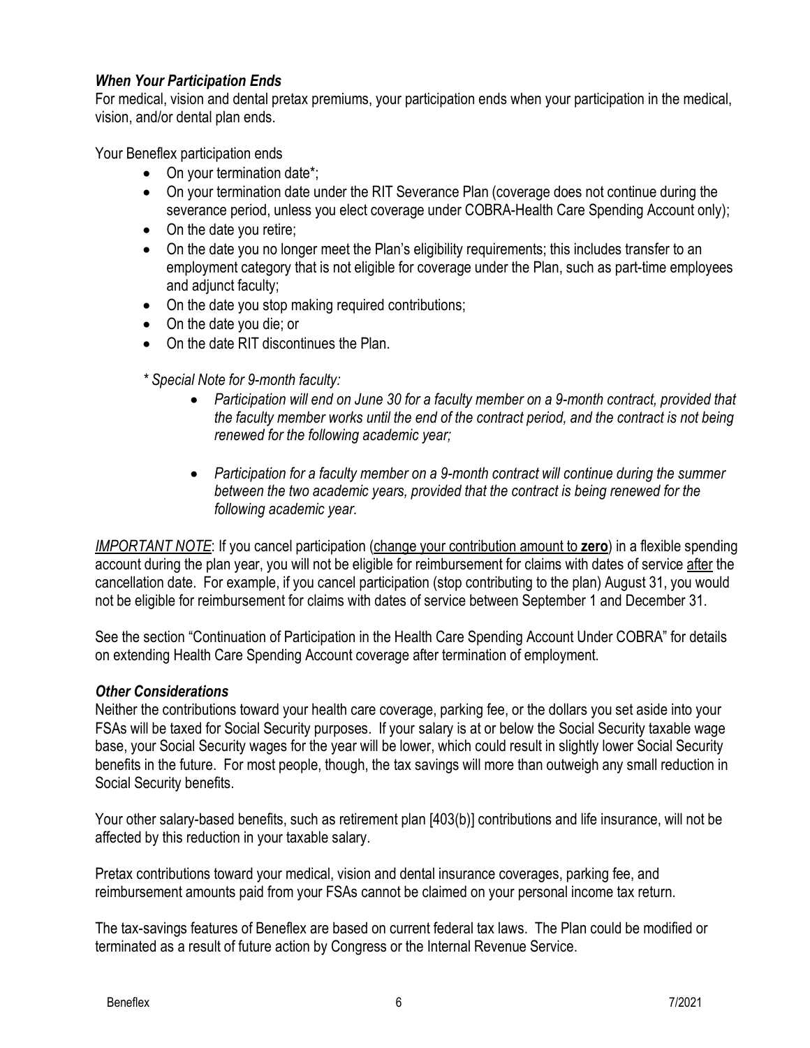### *When Your Participation Ends*

For medical, vision and dental pretax premiums, your participation ends when your participation in the medical, vision, and/or dental plan ends.

Your Beneflex participation ends

- On your termination date*;
- On your termination date under the RIT Severance Plan (coverage does not continue during the severance period, unless you elect coverage under COBRA-Health Care Spending Account only);
- On the date you retire;
- On the date you no longer meet the Plan's eligibility requirements; this includes transfer to an employment category that is not eligible for coverage under the Plan, such as part-time employees and adjunct faculty;
- On the date you stop making required contributions;
- On the date you die; or
- On the date RIT discontinues the Plan.

*\* Special Note for 9-month faculty:*

- *Participation will end on June 30 for a faculty member on a 9-month contract, provided that the faculty member works until the end of the contract period, and the contract is not being renewed for the following academic year;*
- *Participation for a faculty member on a 9-month contract will continue during the summer between the two academic years, provided that the contract is being renewed for the following academic year.*

*IMPORTANT NOTE*: If you cancel participation (change your contribution amount to **zero**) in a flexible spending account during the plan year, you will not be eligible for reimbursement for claims with dates of service after the cancellation date. For example, if you cancel participation (stop contributing to the plan) August 31, you would not be eligible for reimbursement for claims with dates of service between September 1 and December 31.

See the section "Continuation of Participation in the Health Care Spending Account Under COBRA" for details on extending Health Care Spending Account coverage after termination of employment.

### *Other Considerations*

Neither the contributions toward your health care coverage, parking fee, or the dollars you set aside into your FSAs will be taxed for Social Security purposes. If your salary is at or below the Social Security taxable wage base, your Social Security wages for the year will be lower, which could result in slightly lower Social Security benefits in the future. For most people, though, the tax savings will more than outweigh any small reduction in Social Security benefits.

Your other salary-based benefits, such as retirement plan [403(b)] contributions and life insurance, will not be affected by this reduction in your taxable salary.

Pretax contributions toward your medical, vision and dental insurance coverages, parking fee, and reimbursement amounts paid from your FSAs cannot be claimed on your personal income tax return.

The tax-savings features of Beneflex are based on current federal tax laws. The Plan could be modified or terminated as a result of future action by Congress or the Internal Revenue Service.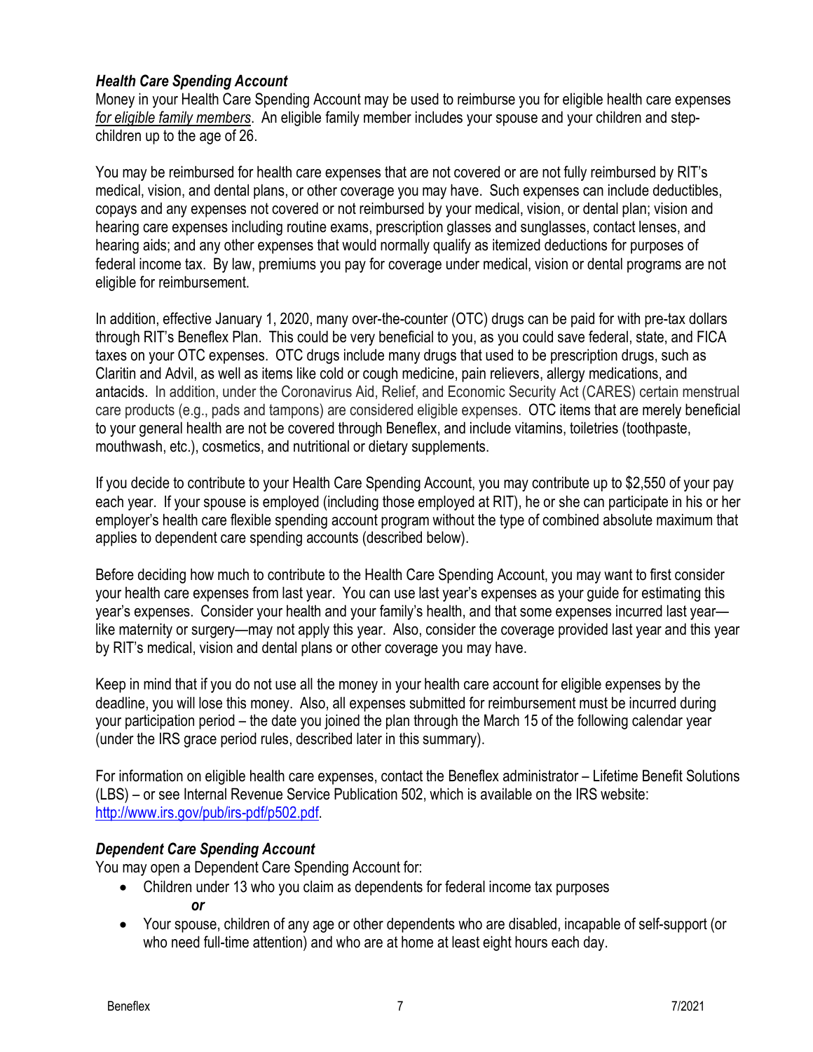### *Health Care Spending Account*

Money in your Health Care Spending Account may be used to reimburse you for eligible health care expenses *for eligible family members*. An eligible family member includes your spouse and your children and step-children up to the age of 26.

You may be reimbursed for health care expenses that are not covered or are not fully reimbursed by RIT's medical, vision, and dental plans, or other coverage you may have. Such expenses can include deductibles, copays and any expenses not covered or not reimbursed by your medical, vision, or dental plan; vision and hearing care expenses including routine exams, prescription glasses and sunglasses, contact lenses, and hearing aids; and any other expenses that would normally qualify as itemized deductions for purposes of federal income tax. By law, premiums you pay for coverage under medical, vision or dental programs are not eligible for reimbursement.

In addition, effective January 1, 2020, many over-the-counter (OTC) drugs can be paid for with pre-tax dollars through RIT's Beneflex Plan. This could be very beneficial to you, as you could save federal, state, and FICA taxes on your OTC expenses. OTC drugs include many drugs that used to be prescription drugs, such as Claritin and Advil, as well as items like cold or cough medicine, pain relievers, allergy medications, and antacids. In addition, under the Coronavirus Aid, Relief, and Economic Security Act (CARES) certain menstrual care products (e.g., pads and tampons) are considered eligible expenses. OTC items that are merely beneficial to your general health are not be covered through Beneflex, and include vitamins, toiletries (toothpaste, mouthwash, etc.), cosmetics, and nutritional or dietary supplements.

If you decide to contribute to your Health Care Spending Account, you may contribute up to $2,550 of your pay each year. If your spouse is employed (including those employed at RIT), he or she can participate in his or her employer's health care flexible spending account program without the type of combined absolute maximum that applies to dependent care spending accounts (described below).

Before deciding how much to contribute to the Health Care Spending Account, you may want to first consider your health care expenses from last year. You can use last year's expenses as your guide for estimating this year's expenses. Consider your health and your family's health, and that some expenses incurred last year—like maternity or surgery—may not apply this year. Also, consider the coverage provided last year and this year by RIT's medical, vision and dental plans or other coverage you may have.

Keep in mind that if you do not use all the money in your health care account for eligible expenses by the deadline, you will lose this money. Also, all expenses submitted for reimbursement must be incurred during your participation period – the date you joined the plan through the March 15 of the following calendar year (under the IRS grace period rules, described later in this summary).

For information on eligible health care expenses, contact the Beneflex administrator – Lifetime Benefit Solutions (LBS) – or see Internal Revenue Service Publication 502, which is available on the IRS website: [http://www.irs.gov/pub/irs-pdf/p502.pdf](http://www.irs.gov/pub/irs-pdf/p502.pdf).

### *Dependent Care Spending Account*

You may open a Dependent Care Spending Account for:

- Children under 13 who you claim as dependents for federal income tax purposes

  ***or***

- Your spouse, children of any age or other dependents who are disabled, incapable of self-support (or who need full-time attention) and who are at home at least eight hours each day.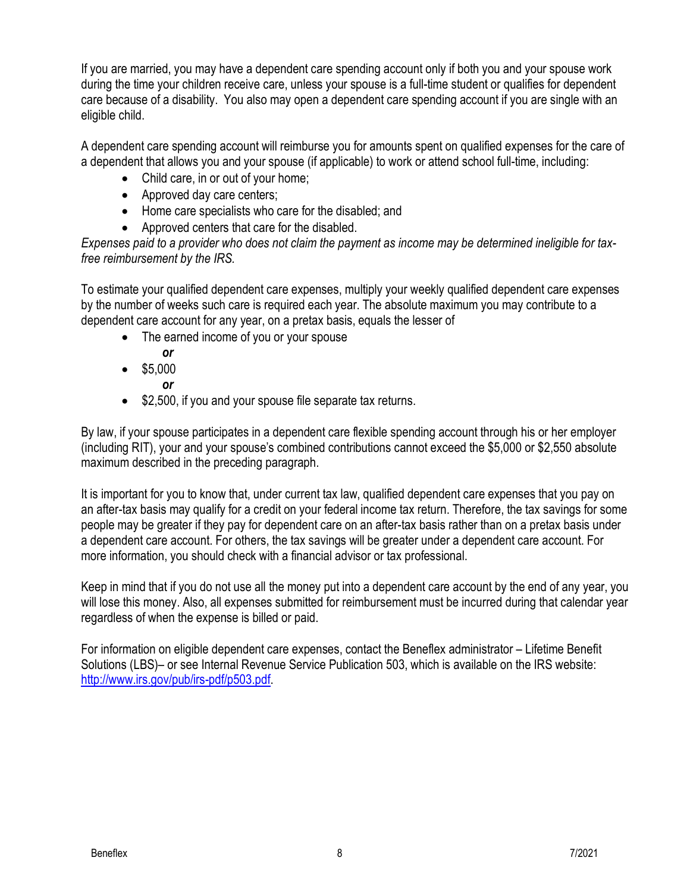If you are married, you may have a dependent care spending account only if both you and your spouse work during the time your children receive care, unless your spouse is a full-time student or qualifies for dependent care because of a disability. You also may open a dependent care spending account if you are single with an eligible child.

A dependent care spending account will reimburse you for amounts spent on qualified expenses for the care of a dependent that allows you and your spouse (if applicable) to work or attend school full-time, including:

- Child care, in or out of your home;
- Approved day care centers;
- Home care specialists who care for the disabled; and
- Approved centers that care for the disabled.

*Expenses paid to a provider who does not claim the payment as income may be determined ineligible for tax-free reimbursement by the IRS.*

To estimate your qualified dependent care expenses, multiply your weekly qualified dependent care expenses by the number of weeks such care is required each year. The absolute maximum you may contribute to a dependent care account for any year, on a pretax basis, equals the lesser of

- The earned income of you or your spouse

  ***or***
- $5,000

  ***or***
- $2,500, if you and your spouse file separate tax returns.

By law, if your spouse participates in a dependent care flexible spending account through his or her employer (including RIT), your and your spouse's combined contributions cannot exceed the $5,000 or $2,550 absolute maximum described in the preceding paragraph.

It is important for you to know that, under current tax law, qualified dependent care expenses that you pay on an after-tax basis may qualify for a credit on your federal income tax return. Therefore, the tax savings for some people may be greater if they pay for dependent care on an after-tax basis rather than on a pretax basis under a dependent care account. For others, the tax savings will be greater under a dependent care account. For more information, you should check with a financial advisor or tax professional.

Keep in mind that if you do not use all the money put into a dependent care account by the end of any year, you will lose this money. Also, all expenses submitted for reimbursement must be incurred during that calendar year regardless of when the expense is billed or paid.

For information on eligible dependent care expenses, contact the Beneflex administrator – Lifetime Benefit Solutions (LBS)– or see Internal Revenue Service Publication 503, which is available on the IRS website: [http://www.irs.gov/pub/irs-pdf/p503.pdf](http://www.irs.gov/pub/irs-pdf/p503.pdf).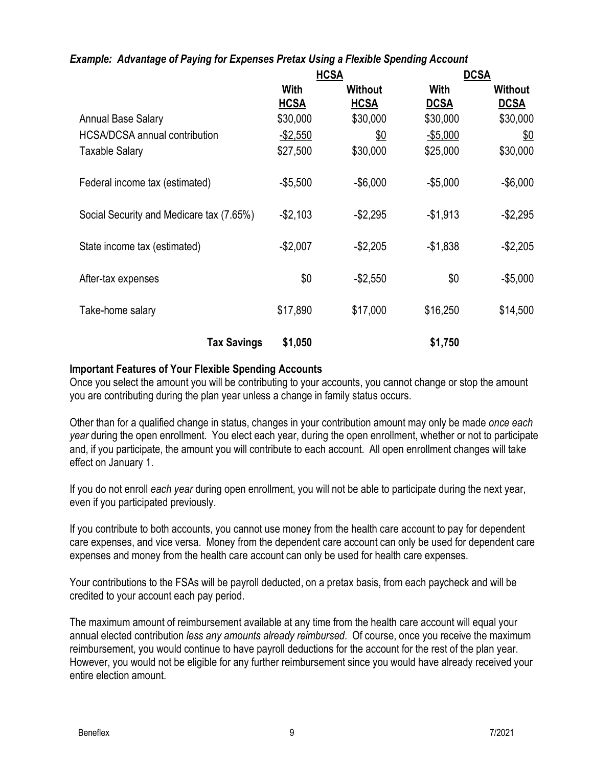### *Example: Advantage of Paying for Expenses Pretax Using a Flexible Spending Account*

| | HCSA | | DCSA | |
|---|---|---|---|---|
| | **With HCSA** | **Without HCSA** | **With DCSA** | **Without DCSA** |
| Annual Base Salary | $30,000 | $30,000 | $30,000 | $30,000 |
| HCSA/DCSA annual contribution | -$2,550 | $0 | -$5,000 | $0 |
| Taxable Salary | $27,500 | $30,000 | $25,000 | $30,000 |
| Federal income tax (estimated) | -$5,500 | -$6,000 | -$5,000 | -$6,000 |
| Social Security and Medicare tax (7.65%) | -$2,103 | -$2,295 | -$1,913 | -$2,295 |
| State income tax (estimated) | -$2,007 | -$2,205 | -$1,838 | -$2,205 |
| After-tax expenses | $0 | -$2,550 | $0 | -$5,000 |
| Take-home salary | $17,890 | $17,000 | $16,250 | $14,500 |
| **Tax Savings** | **$1,050** | | **$1,750** | |

**Important Features of Your Flexible Spending Accounts**

Once you select the amount you will be contributing to your accounts, you cannot change or stop the amount you are contributing during the plan year unless a change in family status occurs.

Other than for a qualified change in status, changes in your contribution amount may only be made *once each year* during the open enrollment. You elect each year, during the open enrollment, whether or not to participate and, if you participate, the amount you will contribute to each account. All open enrollment changes will take effect on January 1.

If you do not enroll *each year* during open enrollment, you will not be able to participate during the next year, even if you participated previously.

If you contribute to both accounts, you cannot use money from the health care account to pay for dependent care expenses, and vice versa. Money from the dependent care account can only be used for dependent care expenses and money from the health care account can only be used for health care expenses.

Your contributions to the FSAs will be payroll deducted, on a pretax basis, from each paycheck and will be credited to your account each pay period.

The maximum amount of reimbursement available at any time from the health care account will equal your annual elected contribution *less any amounts already reimbursed*. Of course, once you receive the maximum reimbursement, you would continue to have payroll deductions for the account for the rest of the plan year. However, you would not be eligible for any further reimbursement since you would have already received your entire election amount.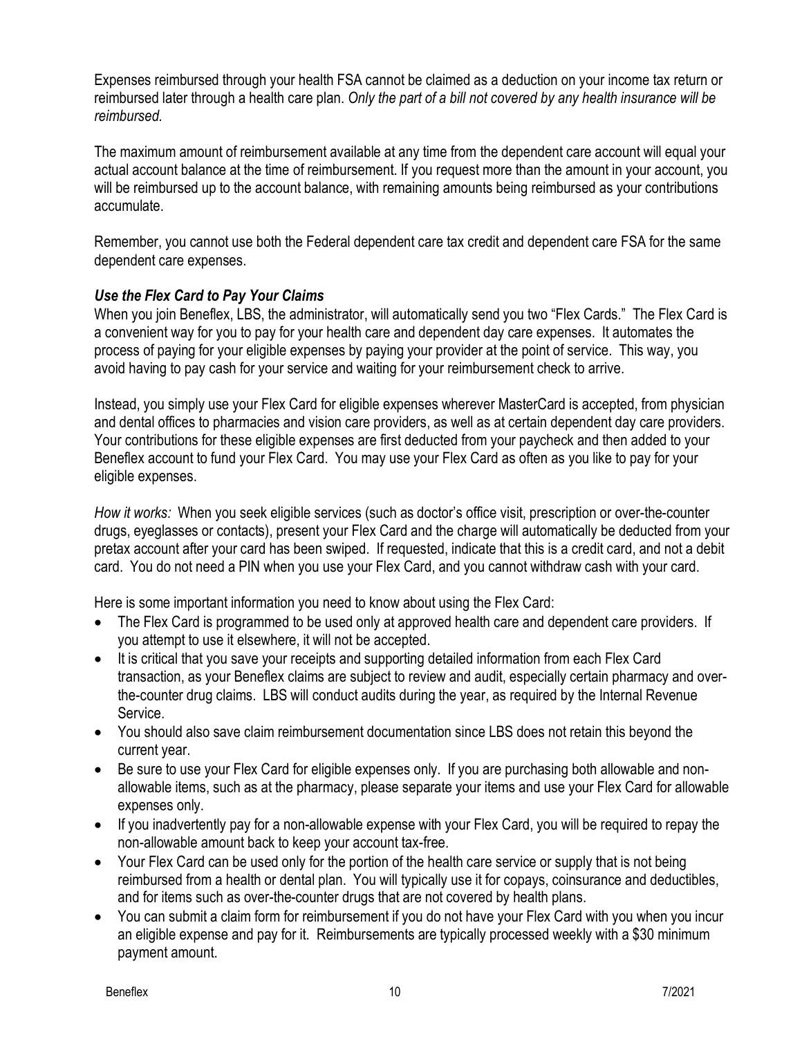Expenses reimbursed through your health FSA cannot be claimed as a deduction on your income tax return or reimbursed later through a health care plan. *Only the part of a bill not covered by any health insurance will be reimbursed.*

The maximum amount of reimbursement available at any time from the dependent care account will equal your actual account balance at the time of reimbursement. If you request more than the amount in your account, you will be reimbursed up to the account balance, with remaining amounts being reimbursed as your contributions accumulate.

Remember, you cannot use both the Federal dependent care tax credit and dependent care FSA for the same dependent care expenses.

### *Use the Flex Card to Pay Your Claims*

When you join Beneflex, LBS, the administrator, will automatically send you two "Flex Cards." The Flex Card is a convenient way for you to pay for your health care and dependent day care expenses. It automates the process of paying for your eligible expenses by paying your provider at the point of service. This way, you avoid having to pay cash for your service and waiting for your reimbursement check to arrive.

Instead, you simply use your Flex Card for eligible expenses wherever MasterCard is accepted, from physician and dental offices to pharmacies and vision care providers, as well as at certain dependent day care providers. Your contributions for these eligible expenses are first deducted from your paycheck and then added to your Beneflex account to fund your Flex Card. You may use your Flex Card as often as you like to pay for your eligible expenses.

*How it works:* When you seek eligible services (such as doctor's office visit, prescription or over-the-counter drugs, eyeglasses or contacts), present your Flex Card and the charge will automatically be deducted from your pretax account after your card has been swiped. If requested, indicate that this is a credit card, and not a debit card. You do not need a PIN when you use your Flex Card, and you cannot withdraw cash with your card.

Here is some important information you need to know about using the Flex Card:

- The Flex Card is programmed to be used only at approved health care and dependent care providers. If you attempt to use it elsewhere, it will not be accepted.
- It is critical that you save your receipts and supporting detailed information from each Flex Card transaction, as your Beneflex claims are subject to review and audit, especially certain pharmacy and over-the-counter drug claims. LBS will conduct audits during the year, as required by the Internal Revenue Service.
- You should also save claim reimbursement documentation since LBS does not retain this beyond the current year.
- Be sure to use your Flex Card for eligible expenses only. If you are purchasing both allowable and non-allowable items, such as at the pharmacy, please separate your items and use your Flex Card for allowable expenses only.
- If you inadvertently pay for a non-allowable expense with your Flex Card, you will be required to repay the non-allowable amount back to keep your account tax-free.
- Your Flex Card can be used only for the portion of the health care service or supply that is not being reimbursed from a health or dental plan. You will typically use it for copays, coinsurance and deductibles, and for items such as over-the-counter drugs that are not covered by health plans.
- You can submit a claim form for reimbursement if you do not have your Flex Card with you when you incur an eligible expense and pay for it. Reimbursements are typically processed weekly with a $30 minimum payment amount.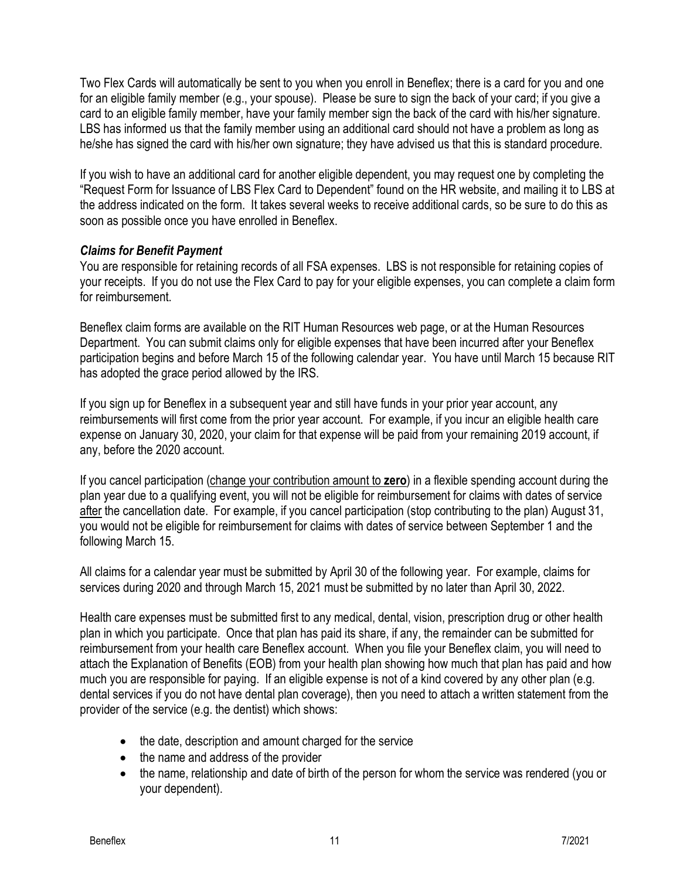Two Flex Cards will automatically be sent to you when you enroll in Beneflex; there is a card for you and one for an eligible family member (e.g., your spouse). Please be sure to sign the back of your card; if you give a card to an eligible family member, have your family member sign the back of the card with his/her signature. LBS has informed us that the family member using an additional card should not have a problem as long as he/she has signed the card with his/her own signature; they have advised us that this is standard procedure.

If you wish to have an additional card for another eligible dependent, you may request one by completing the "Request Form for Issuance of LBS Flex Card to Dependent" found on the HR website, and mailing it to LBS at the address indicated on the form. It takes several weeks to receive additional cards, so be sure to do this as soon as possible once you have enrolled in Beneflex.

### *Claims for Benefit Payment*

You are responsible for retaining records of all FSA expenses. LBS is not responsible for retaining copies of your receipts. If you do not use the Flex Card to pay for your eligible expenses, you can complete a claim form for reimbursement.

Beneflex claim forms are available on the RIT Human Resources web page, or at the Human Resources Department. You can submit claims only for eligible expenses that have been incurred after your Beneflex participation begins and before March 15 of the following calendar year. You have until March 15 because RIT has adopted the grace period allowed by the IRS.

If you sign up for Beneflex in a subsequent year and still have funds in your prior year account, any reimbursements will first come from the prior year account. For example, if you incur an eligible health care expense on January 30, 2020, your claim for that expense will be paid from your remaining 2019 account, if any, before the 2020 account.

If you cancel participation (change your contribution amount to **zero**) in a flexible spending account during the plan year due to a qualifying event, you will not be eligible for reimbursement for claims with dates of service after the cancellation date. For example, if you cancel participation (stop contributing to the plan) August 31, you would not be eligible for reimbursement for claims with dates of service between September 1 and the following March 15.

All claims for a calendar year must be submitted by April 30 of the following year. For example, claims for services during 2020 and through March 15, 2021 must be submitted by no later than April 30, 2022.

Health care expenses must be submitted first to any medical, dental, vision, prescription drug or other health plan in which you participate. Once that plan has paid its share, if any, the remainder can be submitted for reimbursement from your health care Beneflex account. When you file your Beneflex claim, you will need to attach the Explanation of Benefits (EOB) from your health plan showing how much that plan has paid and how much you are responsible for paying. If an eligible expense is not of a kind covered by any other plan (e.g. dental services if you do not have dental plan coverage), then you need to attach a written statement from the provider of the service (e.g. the dentist) which shows:

- the date, description and amount charged for the service
- the name and address of the provider
- the name, relationship and date of birth of the person for whom the service was rendered (you or your dependent).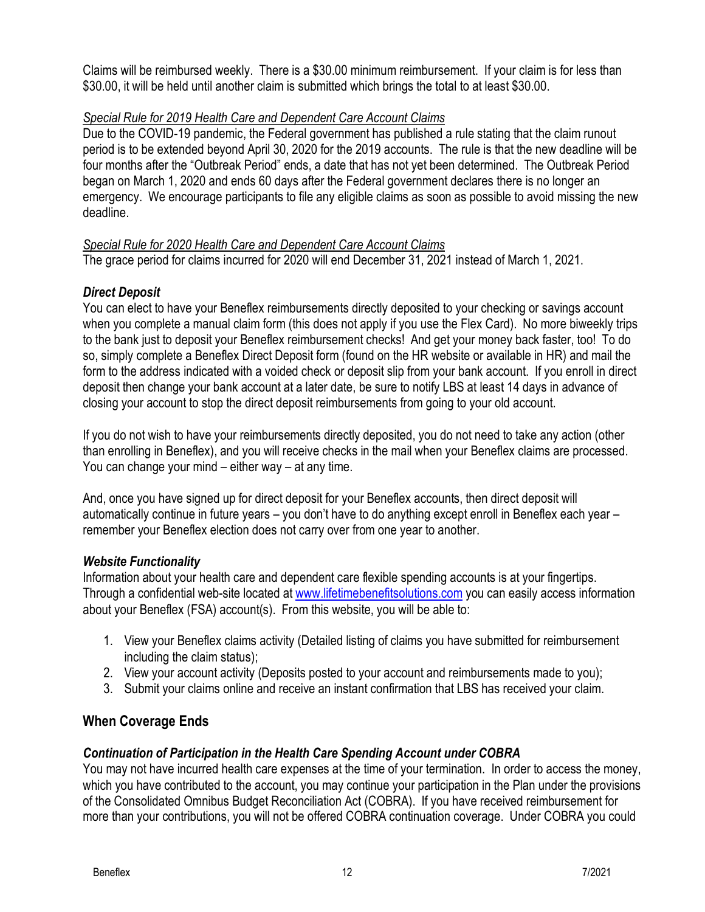Claims will be reimbursed weekly. There is a $30.00 minimum reimbursement. If your claim is for less than $30.00, it will be held until another claim is submitted which brings the total to at least $30.00.

*Special Rule for 2019 Health Care and Dependent Care Account Claims*
Due to the COVID-19 pandemic, the Federal government has published a rule stating that the claim runout period is to be extended beyond April 30, 2020 for the 2019 accounts. The rule is that the new deadline will be four months after the "Outbreak Period" ends, a date that has not yet been determined. The Outbreak Period began on March 1, 2020 and ends 60 days after the Federal government declares there is no longer an emergency. We encourage participants to file any eligible claims as soon as possible to avoid missing the new deadline.

*Special Rule for 2020 Health Care and Dependent Care Account Claims*
The grace period for claims incurred for 2020 will end December 31, 2021 instead of March 1, 2021.

### *Direct Deposit*

You can elect to have your Beneflex reimbursements directly deposited to your checking or savings account when you complete a manual claim form (this does not apply if you use the Flex Card). No more biweekly trips to the bank just to deposit your Beneflex reimbursement checks! And get your money back faster, too! To do so, simply complete a Beneflex Direct Deposit form (found on the HR website or available in HR) and mail the form to the address indicated with a voided check or deposit slip from your bank account. If you enroll in direct deposit then change your bank account at a later date, be sure to notify LBS at least 14 days in advance of closing your account to stop the direct deposit reimbursements from going to your old account.

If you do not wish to have your reimbursements directly deposited, you do not need to take any action (other than enrolling in Beneflex), and you will receive checks in the mail when your Beneflex claims are processed. You can change your mind – either way – at any time.

And, once you have signed up for direct deposit for your Beneflex accounts, then direct deposit will automatically continue in future years – you don't have to do anything except enroll in Beneflex each year – remember your Beneflex election does not carry over from one year to another.

### *Website Functionality*

Information about your health care and dependent care flexible spending accounts is at your fingertips. Through a confidential web-site located at [www.lifetimebenefitsolutions.com](http://www.lifetimebenefitsolutions.com) you can easily access information about your Beneflex (FSA) account(s). From this website, you will be able to:

1. View your Beneflex claims activity (Detailed listing of claims you have submitted for reimbursement including the claim status);
2. View your account activity (Deposits posted to your account and reimbursements made to you);
3. Submit your claims online and receive an instant confirmation that LBS has received your claim.

## When Coverage Ends

### *Continuation of Participation in the Health Care Spending Account under COBRA*

You may not have incurred health care expenses at the time of your termination. In order to access the money, which you have contributed to the account, you may continue your participation in the Plan under the provisions of the Consolidated Omnibus Budget Reconciliation Act (COBRA). If you have received reimbursement for more than your contributions, you will not be offered COBRA continuation coverage. Under COBRA you could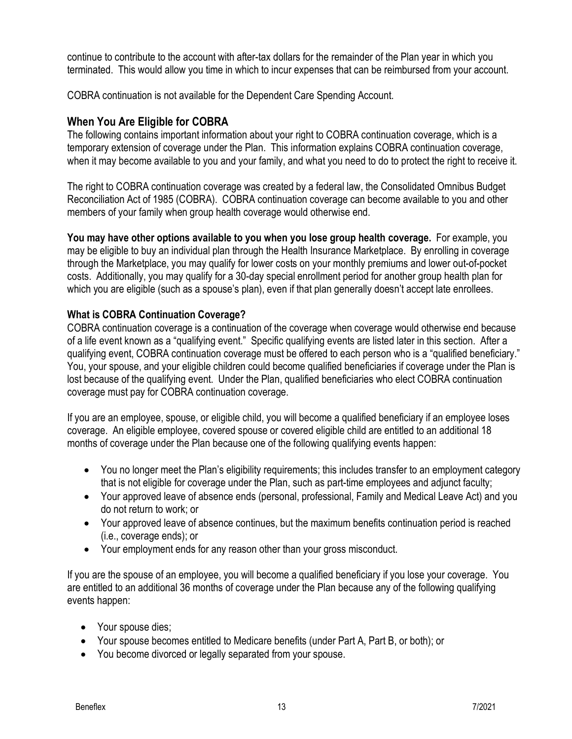continue to contribute to the account with after-tax dollars for the remainder of the Plan year in which you terminated. This would allow you time in which to incur expenses that can be reimbursed from your account.

COBRA continuation is not available for the Dependent Care Spending Account.

## When You Are Eligible for COBRA

The following contains important information about your right to COBRA continuation coverage, which is a temporary extension of coverage under the Plan. This information explains COBRA continuation coverage, when it may become available to you and your family, and what you need to do to protect the right to receive it.

The right to COBRA continuation coverage was created by a federal law, the Consolidated Omnibus Budget Reconciliation Act of 1985 (COBRA). COBRA continuation coverage can become available to you and other members of your family when group health coverage would otherwise end.

**You may have other options available to you when you lose group health coverage.** For example, you may be eligible to buy an individual plan through the Health Insurance Marketplace. By enrolling in coverage through the Marketplace, you may qualify for lower costs on your monthly premiums and lower out-of-pocket costs. Additionally, you may qualify for a 30-day special enrollment period for another group health plan for which you are eligible (such as a spouse's plan), even if that plan generally doesn't accept late enrollees.

### What is COBRA Continuation Coverage?

COBRA continuation coverage is a continuation of the coverage when coverage would otherwise end because of a life event known as a "qualifying event." Specific qualifying events are listed later in this section. After a qualifying event, COBRA continuation coverage must be offered to each person who is a "qualified beneficiary." You, your spouse, and your eligible children could become qualified beneficiaries if coverage under the Plan is lost because of the qualifying event. Under the Plan, qualified beneficiaries who elect COBRA continuation coverage must pay for COBRA continuation coverage.

If you are an employee, spouse, or eligible child, you will become a qualified beneficiary if an employee loses coverage. An eligible employee, covered spouse or covered eligible child are entitled to an additional 18 months of coverage under the Plan because one of the following qualifying events happen:

- You no longer meet the Plan's eligibility requirements; this includes transfer to an employment category that is not eligible for coverage under the Plan, such as part-time employees and adjunct faculty;
- Your approved leave of absence ends (personal, professional, Family and Medical Leave Act) and you do not return to work; or
- Your approved leave of absence continues, but the maximum benefits continuation period is reached (i.e., coverage ends); or
- Your employment ends for any reason other than your gross misconduct.

If you are the spouse of an employee, you will become a qualified beneficiary if you lose your coverage. You are entitled to an additional 36 months of coverage under the Plan because any of the following qualifying events happen:

- Your spouse dies;
- Your spouse becomes entitled to Medicare benefits (under Part A, Part B, or both); or
- You become divorced or legally separated from your spouse.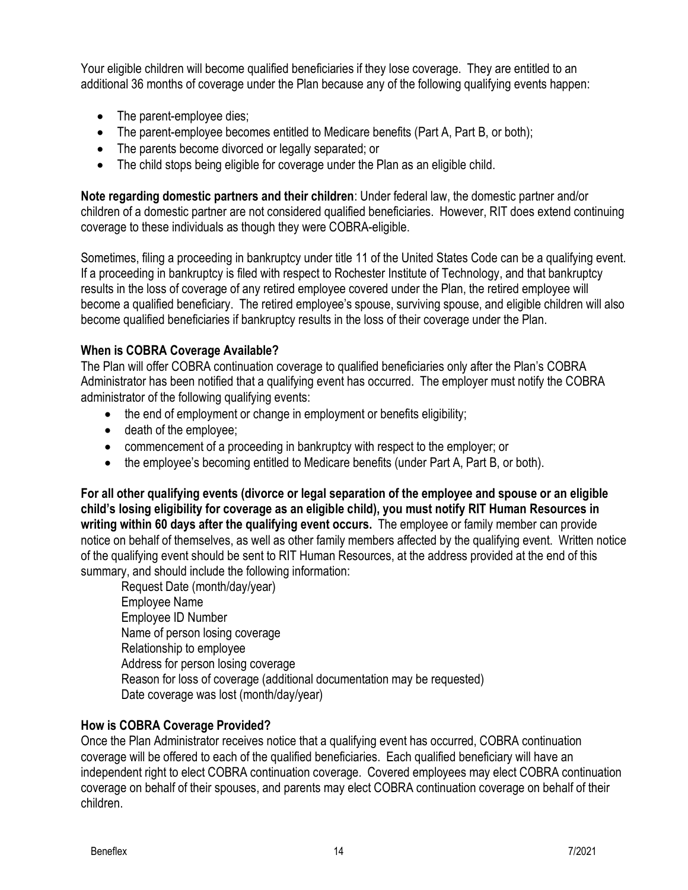Your eligible children will become qualified beneficiaries if they lose coverage. They are entitled to an additional 36 months of coverage under the Plan because any of the following qualifying events happen:

- The parent-employee dies;
- The parent-employee becomes entitled to Medicare benefits (Part A, Part B, or both);
- The parents become divorced or legally separated; or
- The child stops being eligible for coverage under the Plan as an eligible child.

**Note regarding domestic partners and their children**: Under federal law, the domestic partner and/or children of a domestic partner are not considered qualified beneficiaries. However, RIT does extend continuing coverage to these individuals as though they were COBRA-eligible.

Sometimes, filing a proceeding in bankruptcy under title 11 of the United States Code can be a qualifying event. If a proceeding in bankruptcy is filed with respect to Rochester Institute of Technology, and that bankruptcy results in the loss of coverage of any retired employee covered under the Plan, the retired employee will become a qualified beneficiary. The retired employee's spouse, surviving spouse, and eligible children will also become qualified beneficiaries if bankruptcy results in the loss of their coverage under the Plan.

### When is COBRA Coverage Available?

The Plan will offer COBRA continuation coverage to qualified beneficiaries only after the Plan's COBRA Administrator has been notified that a qualifying event has occurred. The employer must notify the COBRA administrator of the following qualifying events:

- the end of employment or change in employment or benefits eligibility;
- death of the employee;
- commencement of a proceeding in bankruptcy with respect to the employer; or
- the employee's becoming entitled to Medicare benefits (under Part A, Part B, or both).

**For all other qualifying events (divorce or legal separation of the employee and spouse or an eligible child's losing eligibility for coverage as an eligible child), you must notify RIT Human Resources in writing within 60 days after the qualifying event occurs.** The employee or family member can provide notice on behalf of themselves, as well as other family members affected by the qualifying event. Written notice of the qualifying event should be sent to RIT Human Resources, at the address provided at the end of this summary, and should include the following information:

Request Date (month/day/year)
Employee Name
Employee ID Number
Name of person losing coverage
Relationship to employee
Address for person losing coverage
Reason for loss of coverage (additional documentation may be requested)
Date coverage was lost (month/day/year)

### How is COBRA Coverage Provided?

Once the Plan Administrator receives notice that a qualifying event has occurred, COBRA continuation coverage will be offered to each of the qualified beneficiaries. Each qualified beneficiary will have an independent right to elect COBRA continuation coverage. Covered employees may elect COBRA continuation coverage on behalf of their spouses, and parents may elect COBRA continuation coverage on behalf of their children.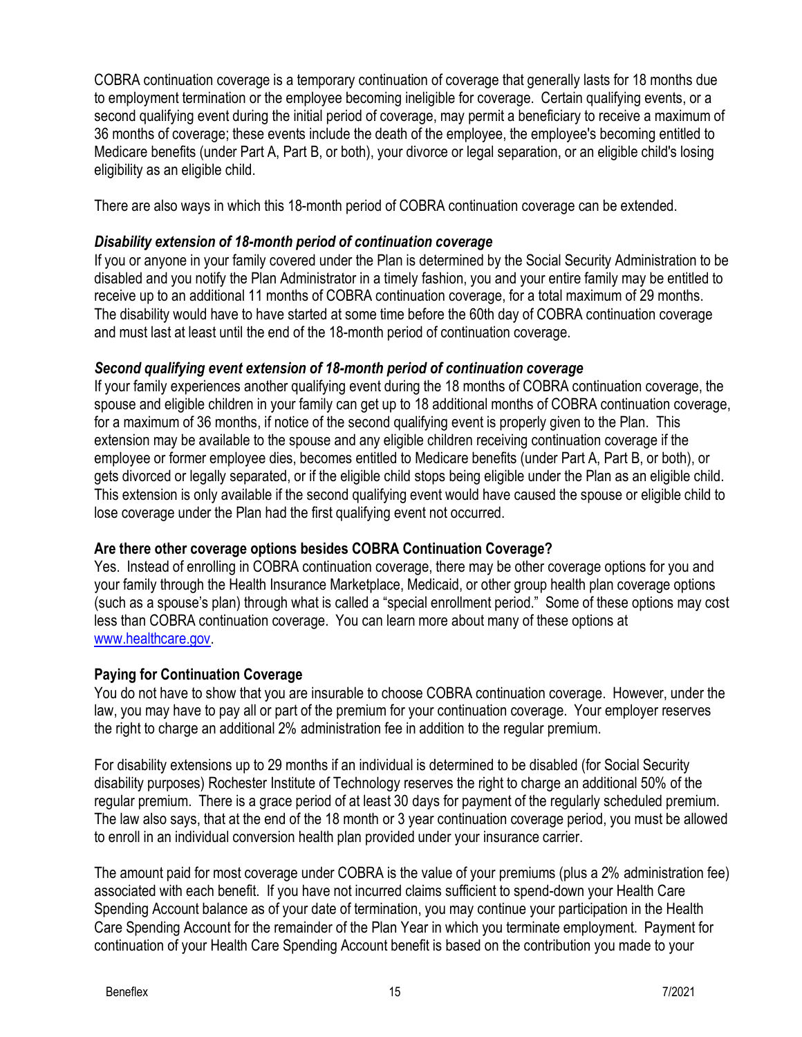COBRA continuation coverage is a temporary continuation of coverage that generally lasts for 18 months due to employment termination or the employee becoming ineligible for coverage. Certain qualifying events, or a second qualifying event during the initial period of coverage, may permit a beneficiary to receive a maximum of 36 months of coverage; these events include the death of the employee, the employee's becoming entitled to Medicare benefits (under Part A, Part B, or both), your divorce or legal separation, or an eligible child's losing eligibility as an eligible child.

There are also ways in which this 18-month period of COBRA continuation coverage can be extended.

***Disability extension of 18-month period of continuation coverage***

If you or anyone in your family covered under the Plan is determined by the Social Security Administration to be disabled and you notify the Plan Administrator in a timely fashion, you and your entire family may be entitled to receive up to an additional 11 months of COBRA continuation coverage, for a total maximum of 29 months. The disability would have to have started at some time before the 60th day of COBRA continuation coverage and must last at least until the end of the 18-month period of continuation coverage.

***Second qualifying event extension of 18-month period of continuation coverage***

If your family experiences another qualifying event during the 18 months of COBRA continuation coverage, the spouse and eligible children in your family can get up to 18 additional months of COBRA continuation coverage, for a maximum of 36 months, if notice of the second qualifying event is properly given to the Plan. This extension may be available to the spouse and any eligible children receiving continuation coverage if the employee or former employee dies, becomes entitled to Medicare benefits (under Part A, Part B, or both), or gets divorced or legally separated, or if the eligible child stops being eligible under the Plan as an eligible child. This extension is only available if the second qualifying event would have caused the spouse or eligible child to lose coverage under the Plan had the first qualifying event not occurred.

**Are there other coverage options besides COBRA Continuation Coverage?**

Yes. Instead of enrolling in COBRA continuation coverage, there may be other coverage options for you and your family through the Health Insurance Marketplace, Medicaid, or other group health plan coverage options (such as a spouse's plan) through what is called a "special enrollment period." Some of these options may cost less than COBRA continuation coverage. You can learn more about many of these options at www.healthcare.gov.

**Paying for Continuation Coverage**

You do not have to show that you are insurable to choose COBRA continuation coverage. However, under the law, you may have to pay all or part of the premium for your continuation coverage. Your employer reserves the right to charge an additional 2% administration fee in addition to the regular premium.

For disability extensions up to 29 months if an individual is determined to be disabled (for Social Security disability purposes) Rochester Institute of Technology reserves the right to charge an additional 50% of the regular premium. There is a grace period of at least 30 days for payment of the regularly scheduled premium. The law also says, that at the end of the 18 month or 3 year continuation coverage period, you must be allowed to enroll in an individual conversion health plan provided under your insurance carrier.

The amount paid for most coverage under COBRA is the value of your premiums (plus a 2% administration fee) associated with each benefit. If you have not incurred claims sufficient to spend-down your Health Care Spending Account balance as of your date of termination, you may continue your participation in the Health Care Spending Account for the remainder of the Plan Year in which you terminate employment. Payment for continuation of your Health Care Spending Account benefit is based on the contribution you made to your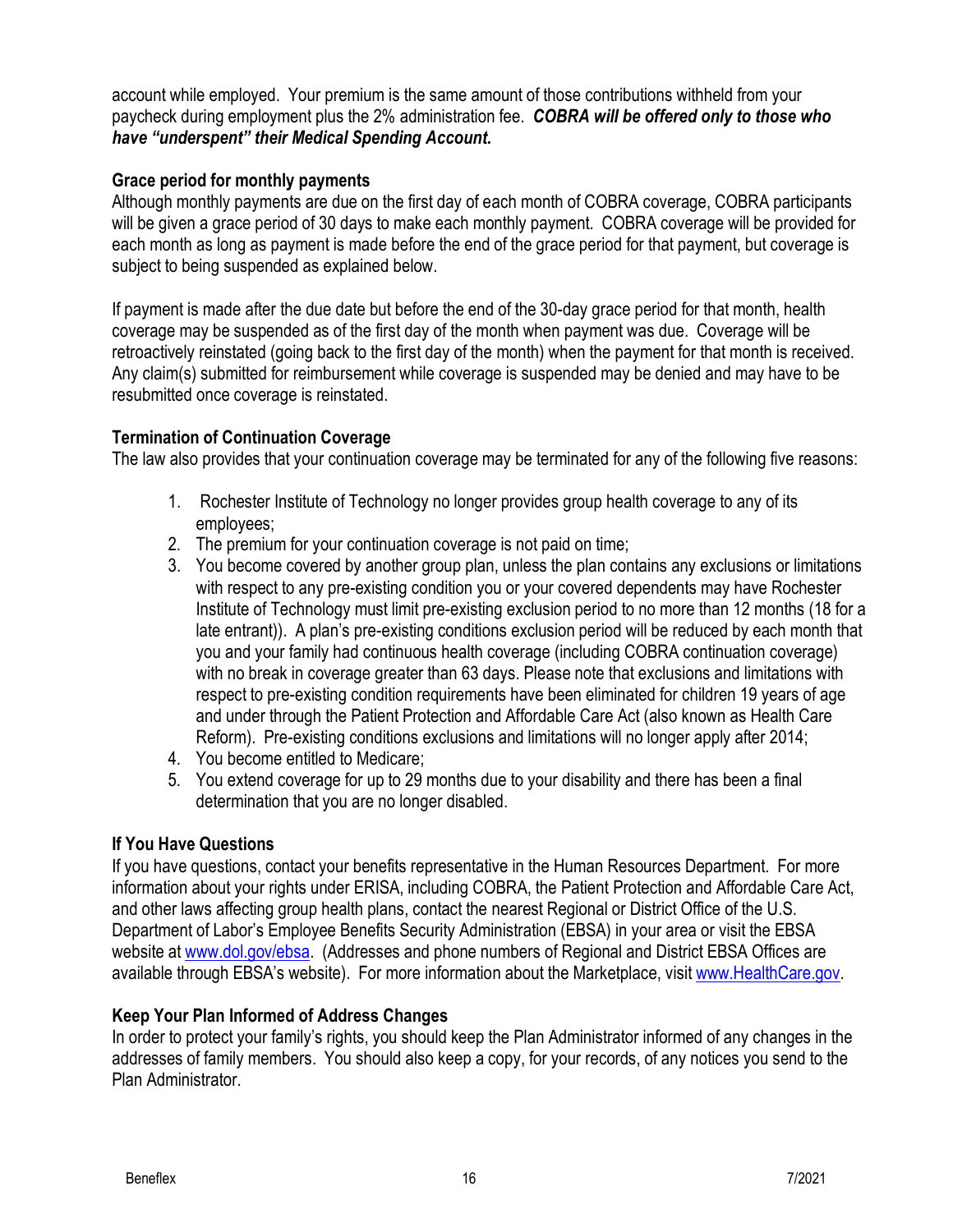account while employed. Your premium is the same amount of those contributions withheld from your paycheck during employment plus the 2% administration fee. ***COBRA will be offered only to those who have "underspent" their Medical Spending Account.***

**Grace period for monthly payments**

Although monthly payments are due on the first day of each month of COBRA coverage, COBRA participants will be given a grace period of 30 days to make each monthly payment. COBRA coverage will be provided for each month as long as payment is made before the end of the grace period for that payment, but coverage is subject to being suspended as explained below.

If payment is made after the due date but before the end of the 30-day grace period for that month, health coverage may be suspended as of the first day of the month when payment was due. Coverage will be retroactively reinstated (going back to the first day of the month) when the payment for that month is received. Any claim(s) submitted for reimbursement while coverage is suspended may be denied and may have to be resubmitted once coverage is reinstated.

**Termination of Continuation Coverage**

The law also provides that your continuation coverage may be terminated for any of the following five reasons:

1. Rochester Institute of Technology no longer provides group health coverage to any of its employees;
2. The premium for your continuation coverage is not paid on time;
3. You become covered by another group plan, unless the plan contains any exclusions or limitations with respect to any pre-existing condition you or your covered dependents may have Rochester Institute of Technology must limit pre-existing exclusion period to no more than 12 months (18 for a late entrant)). A plan's pre-existing conditions exclusion period will be reduced by each month that you and your family had continuous health coverage (including COBRA continuation coverage) with no break in coverage greater than 63 days. Please note that exclusions and limitations with respect to pre-existing condition requirements have been eliminated for children 19 years of age and under through the Patient Protection and Affordable Care Act (also known as Health Care Reform). Pre-existing conditions exclusions and limitations will no longer apply after 2014;
4. You become entitled to Medicare;
5. You extend coverage for up to 29 months due to your disability and there has been a final determination that you are no longer disabled.

**If You Have Questions**

If you have questions, contact your benefits representative in the Human Resources Department. For more information about your rights under ERISA, including COBRA, the Patient Protection and Affordable Care Act, and other laws affecting group health plans, contact the nearest Regional or District Office of the U.S. Department of Labor's Employee Benefits Security Administration (EBSA) in your area or visit the EBSA website at www.dol.gov/ebsa. (Addresses and phone numbers of Regional and District EBSA Offices are available through EBSA's website). For more information about the Marketplace, visit www.HealthCare.gov.

**Keep Your Plan Informed of Address Changes**

In order to protect your family's rights, you should keep the Plan Administrator informed of any changes in the addresses of family members. You should also keep a copy, for your records, of any notices you send to the Plan Administrator.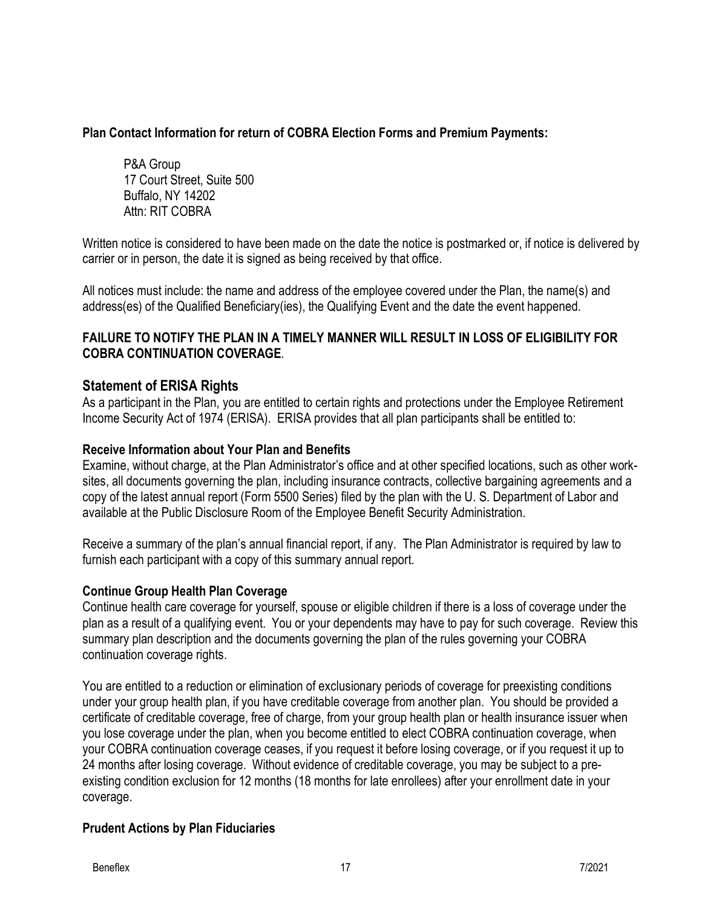**Plan Contact Information for return of COBRA Election Forms and Premium Payments:**

P&A Group
17 Court Street, Suite 500
Buffalo, NY 14202
Attn: RIT COBRA

Written notice is considered to have been made on the date the notice is postmarked or, if notice is delivered by carrier or in person, the date it is signed as being received by that office.

All notices must include: the name and address of the employee covered under the Plan, the name(s) and address(es) of the Qualified Beneficiary(ies), the Qualifying Event and the date the event happened.

**FAILURE TO NOTIFY THE PLAN IN A TIMELY MANNER WILL RESULT IN LOSS OF ELIGIBILITY FOR COBRA CONTINUATION COVERAGE**.

## Statement of ERISA Rights

As a participant in the Plan, you are entitled to certain rights and protections under the Employee Retirement Income Security Act of 1974 (ERISA). ERISA provides that all plan participants shall be entitled to:

### Receive Information about Your Plan and Benefits

Examine, without charge, at the Plan Administrator's office and at other specified locations, such as other work-sites, all documents governing the plan, including insurance contracts, collective bargaining agreements and a copy of the latest annual report (Form 5500 Series) filed by the plan with the U. S. Department of Labor and available at the Public Disclosure Room of the Employee Benefit Security Administration.

Receive a summary of the plan's annual financial report, if any. The Plan Administrator is required by law to furnish each participant with a copy of this summary annual report.

### Continue Group Health Plan Coverage

Continue health care coverage for yourself, spouse or eligible children if there is a loss of coverage under the plan as a result of a qualifying event. You or your dependents may have to pay for such coverage. Review this summary plan description and the documents governing the plan of the rules governing your COBRA continuation coverage rights.

You are entitled to a reduction or elimination of exclusionary periods of coverage for preexisting conditions under your group health plan, if you have creditable coverage from another plan. You should be provided a certificate of creditable coverage, free of charge, from your group health plan or health insurance issuer when you lose coverage under the plan, when you become entitled to elect COBRA continuation coverage, when your COBRA continuation coverage ceases, if you request it before losing coverage, or if you request it up to 24 months after losing coverage. Without evidence of creditable coverage, you may be subject to a pre-existing condition exclusion for 12 months (18 months for late enrollees) after your enrollment date in your coverage.

### Prudent Actions by Plan Fiduciaries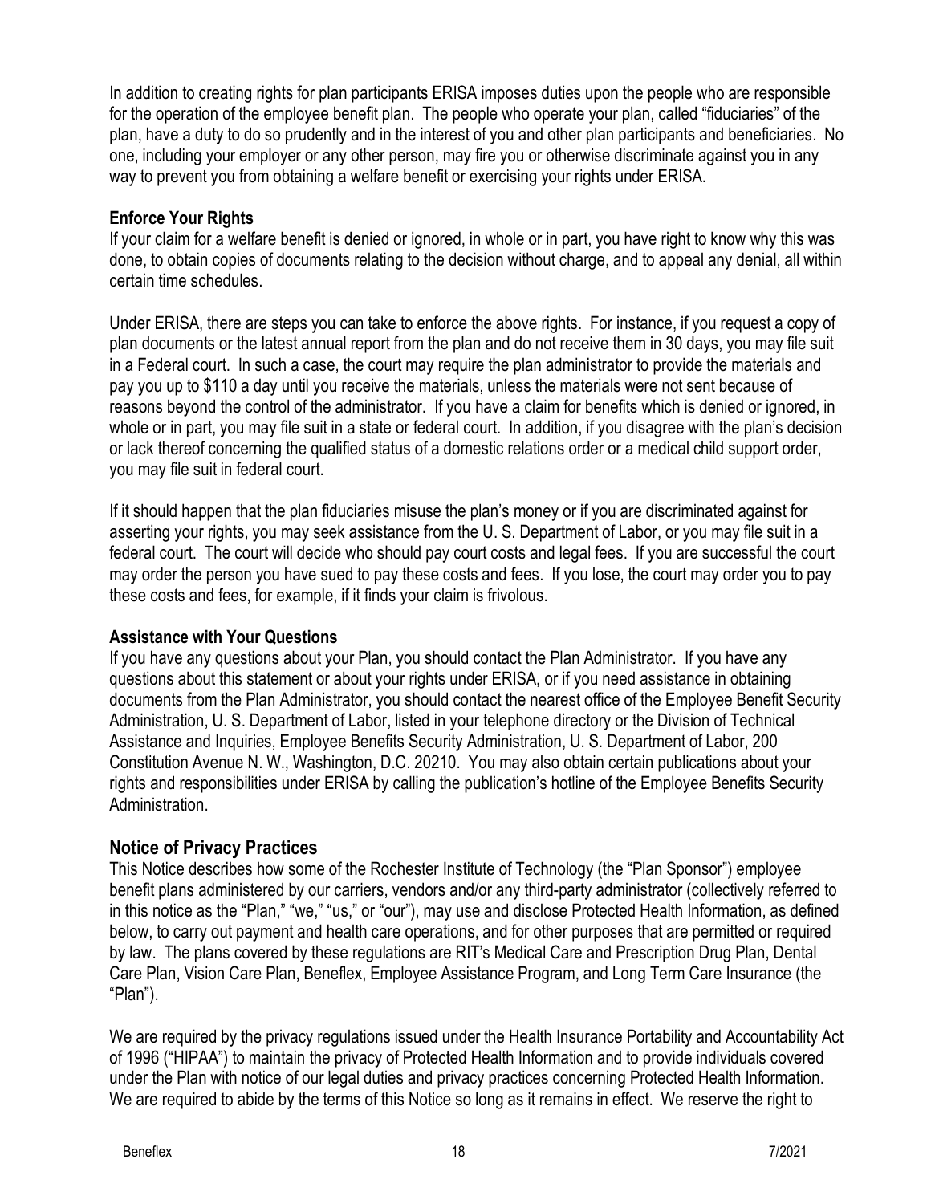In addition to creating rights for plan participants ERISA imposes duties upon the people who are responsible for the operation of the employee benefit plan. The people who operate your plan, called "fiduciaries" of the plan, have a duty to do so prudently and in the interest of you and other plan participants and beneficiaries. No one, including your employer or any other person, may fire you or otherwise discriminate against you in any way to prevent you from obtaining a welfare benefit or exercising your rights under ERISA.

**Enforce Your Rights**

If your claim for a welfare benefit is denied or ignored, in whole or in part, you have right to know why this was done, to obtain copies of documents relating to the decision without charge, and to appeal any denial, all within certain time schedules.

Under ERISA, there are steps you can take to enforce the above rights. For instance, if you request a copy of plan documents or the latest annual report from the plan and do not receive them in 30 days, you may file suit in a Federal court. In such a case, the court may require the plan administrator to provide the materials and pay you up to $110 a day until you receive the materials, unless the materials were not sent because of reasons beyond the control of the administrator. If you have a claim for benefits which is denied or ignored, in whole or in part, you may file suit in a state or federal court. In addition, if you disagree with the plan's decision or lack thereof concerning the qualified status of a domestic relations order or a medical child support order, you may file suit in federal court.

If it should happen that the plan fiduciaries misuse the plan's money or if you are discriminated against for asserting your rights, you may seek assistance from the U. S. Department of Labor, or you may file suit in a federal court. The court will decide who should pay court costs and legal fees. If you are successful the court may order the person you have sued to pay these costs and fees. If you lose, the court may order you to pay these costs and fees, for example, if it finds your claim is frivolous.

**Assistance with Your Questions**

If you have any questions about your Plan, you should contact the Plan Administrator. If you have any questions about this statement or about your rights under ERISA, or if you need assistance in obtaining documents from the Plan Administrator, you should contact the nearest office of the Employee Benefit Security Administration, U. S. Department of Labor, listed in your telephone directory or the Division of Technical Assistance and Inquiries, Employee Benefits Security Administration, U. S. Department of Labor, 200 Constitution Avenue N. W., Washington, D.C. 20210. You may also obtain certain publications about your rights and responsibilities under ERISA by calling the publication's hotline of the Employee Benefits Security Administration.

## Notice of Privacy Practices

This Notice describes how some of the Rochester Institute of Technology (the "Plan Sponsor") employee benefit plans administered by our carriers, vendors and/or any third-party administrator (collectively referred to in this notice as the "Plan," "we," "us," or "our"), may use and disclose Protected Health Information, as defined below, to carry out payment and health care operations, and for other purposes that are permitted or required by law. The plans covered by these regulations are RIT's Medical Care and Prescription Drug Plan, Dental Care Plan, Vision Care Plan, Beneflex, Employee Assistance Program, and Long Term Care Insurance (the "Plan").

We are required by the privacy regulations issued under the Health Insurance Portability and Accountability Act of 1996 ("HIPAA") to maintain the privacy of Protected Health Information and to provide individuals covered under the Plan with notice of our legal duties and privacy practices concerning Protected Health Information. We are required to abide by the terms of this Notice so long as it remains in effect. We reserve the right to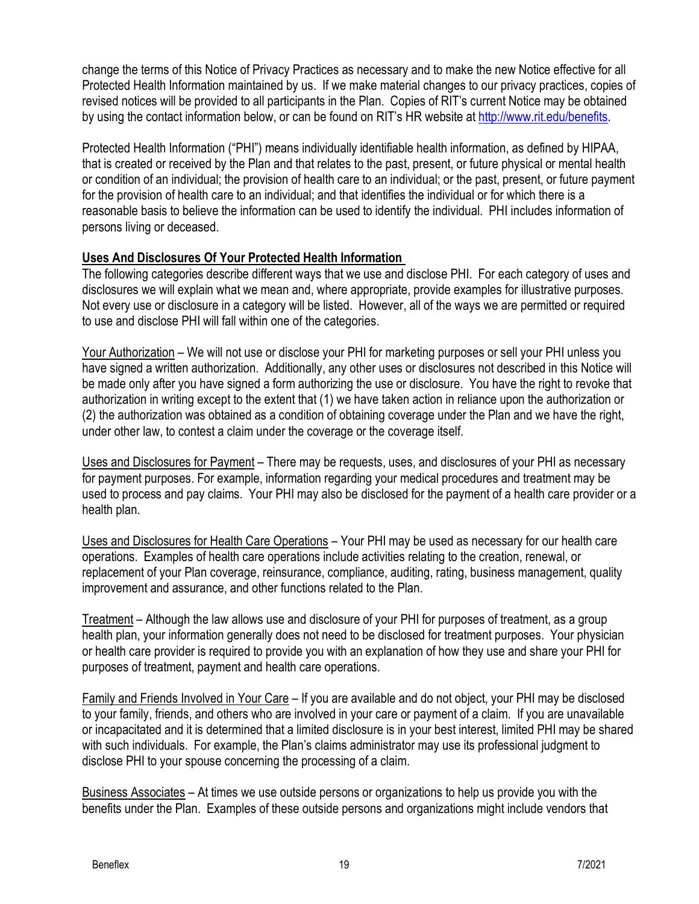change the terms of this Notice of Privacy Practices as necessary and to make the new Notice effective for all Protected Health Information maintained by us. If we make material changes to our privacy practices, copies of revised notices will be provided to all participants in the Plan. Copies of RIT's current Notice may be obtained by using the contact information below, or can be found on RIT's HR website at [http://www.rit.edu/benefits](http://www.rit.edu/benefits).

Protected Health Information ("PHI") means individually identifiable health information, as defined by HIPAA, that is created or received by the Plan and that relates to the past, present, or future physical or mental health or condition of an individual; the provision of health care to an individual; or the past, present, or future payment for the provision of health care to an individual; and that identifies the individual or for which there is a reasonable basis to believe the information can be used to identify the individual. PHI includes information of persons living or deceased.

**Uses And Disclosures Of Your Protected Health Information**

The following categories describe different ways that we use and disclose PHI. For each category of uses and disclosures we will explain what we mean and, where appropriate, provide examples for illustrative purposes. Not every use or disclosure in a category will be listed. However, all of the ways we are permitted or required to use and disclose PHI will fall within one of the categories.

Your Authorization – We will not use or disclose your PHI for marketing purposes or sell your PHI unless you have signed a written authorization. Additionally, any other uses or disclosures not described in this Notice will be made only after you have signed a form authorizing the use or disclosure. You have the right to revoke that authorization in writing except to the extent that (1) we have taken action in reliance upon the authorization or (2) the authorization was obtained as a condition of obtaining coverage under the Plan and we have the right, under other law, to contest a claim under the coverage or the coverage itself.

Uses and Disclosures for Payment – There may be requests, uses, and disclosures of your PHI as necessary for payment purposes. For example, information regarding your medical procedures and treatment may be used to process and pay claims. Your PHI may also be disclosed for the payment of a health care provider or a health plan.

Uses and Disclosures for Health Care Operations – Your PHI may be used as necessary for our health care operations. Examples of health care operations include activities relating to the creation, renewal, or replacement of your Plan coverage, reinsurance, compliance, auditing, rating, business management, quality improvement and assurance, and other functions related to the Plan.

Treatment – Although the law allows use and disclosure of your PHI for purposes of treatment, as a group health plan, your information generally does not need to be disclosed for treatment purposes. Your physician or health care provider is required to provide you with an explanation of how they use and share your PHI for purposes of treatment, payment and health care operations.

Family and Friends Involved in Your Care – If you are available and do not object, your PHI may be disclosed to your family, friends, and others who are involved in your care or payment of a claim. If you are unavailable or incapacitated and it is determined that a limited disclosure is in your best interest, limited PHI may be shared with such individuals. For example, the Plan's claims administrator may use its professional judgment to disclose PHI to your spouse concerning the processing of a claim.

Business Associates – At times we use outside persons or organizations to help us provide you with the benefits under the Plan. Examples of these outside persons and organizations might include vendors that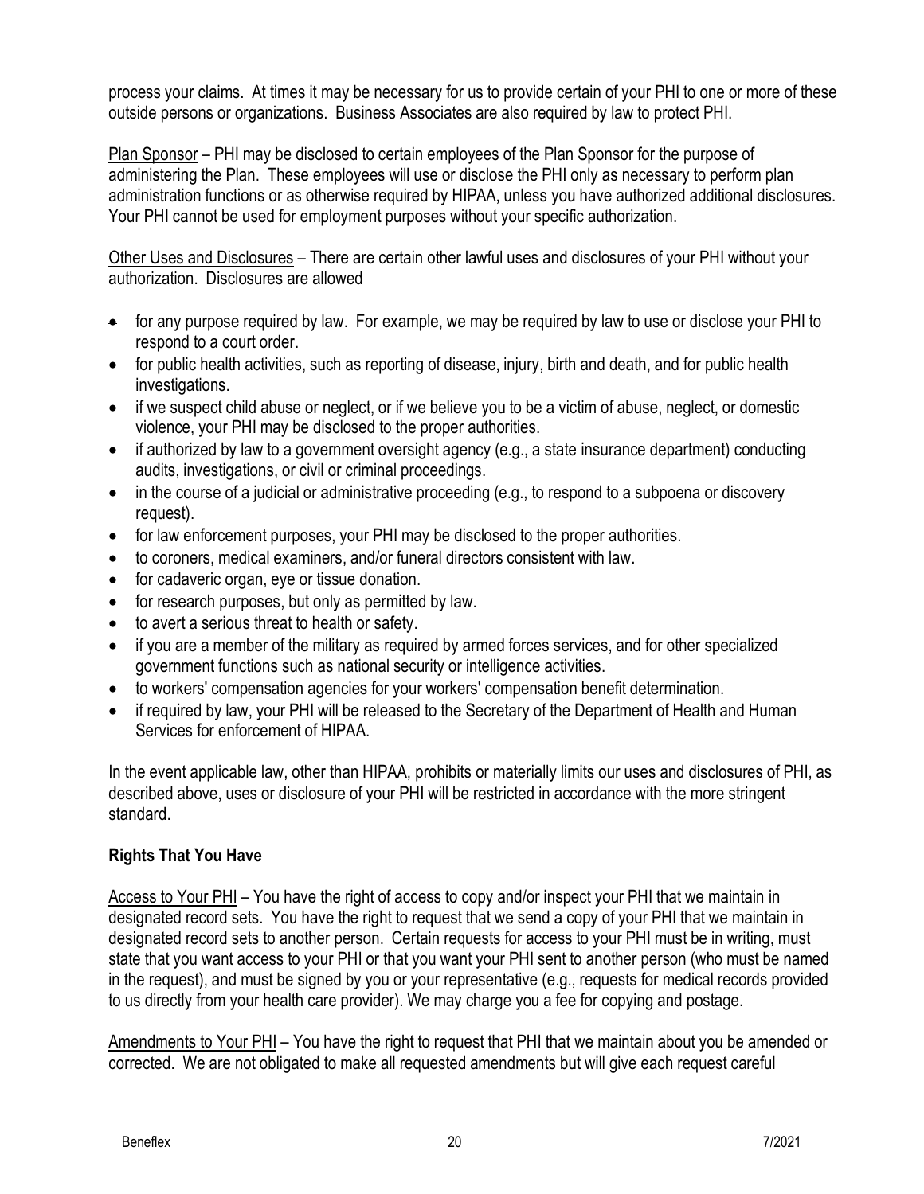process your claims. At times it may be necessary for us to provide certain of your PHI to one or more of these outside persons or organizations. Business Associates are also required by law to protect PHI.

Plan Sponsor – PHI may be disclosed to certain employees of the Plan Sponsor for the purpose of administering the Plan. These employees will use or disclose the PHI only as necessary to perform plan administration functions or as otherwise required by HIPAA, unless you have authorized additional disclosures. Your PHI cannot be used for employment purposes without your specific authorization.

Other Uses and Disclosures – There are certain other lawful uses and disclosures of your PHI without your authorization. Disclosures are allowed

- for any purpose required by law. For example, we may be required by law to use or disclose your PHI to respond to a court order.
- for public health activities, such as reporting of disease, injury, birth and death, and for public health investigations.
- if we suspect child abuse or neglect, or if we believe you to be a victim of abuse, neglect, or domestic violence, your PHI may be disclosed to the proper authorities.
- if authorized by law to a government oversight agency (e.g., a state insurance department) conducting audits, investigations, or civil or criminal proceedings.
- in the course of a judicial or administrative proceeding (e.g., to respond to a subpoena or discovery request).
- for law enforcement purposes, your PHI may be disclosed to the proper authorities.
- to coroners, medical examiners, and/or funeral directors consistent with law.
- for cadaveric organ, eye or tissue donation.
- for research purposes, but only as permitted by law.
- to avert a serious threat to health or safety.
- if you are a member of the military as required by armed forces services, and for other specialized government functions such as national security or intelligence activities.
- to workers' compensation agencies for your workers' compensation benefit determination.
- if required by law, your PHI will be released to the Secretary of the Department of Health and Human Services for enforcement of HIPAA.

In the event applicable law, other than HIPAA, prohibits or materially limits our uses and disclosures of PHI, as described above, uses or disclosure of your PHI will be restricted in accordance with the more stringent standard.

**Rights That You Have**

Access to Your PHI – You have the right of access to copy and/or inspect your PHI that we maintain in designated record sets. You have the right to request that we send a copy of your PHI that we maintain in designated record sets to another person. Certain requests for access to your PHI must be in writing, must state that you want access to your PHI or that you want your PHI sent to another person (who must be named in the request), and must be signed by you or your representative (e.g., requests for medical records provided to us directly from your health care provider). We may charge you a fee for copying and postage.

Amendments to Your PHI – You have the right to request that PHI that we maintain about you be amended or corrected. We are not obligated to make all requested amendments but will give each request careful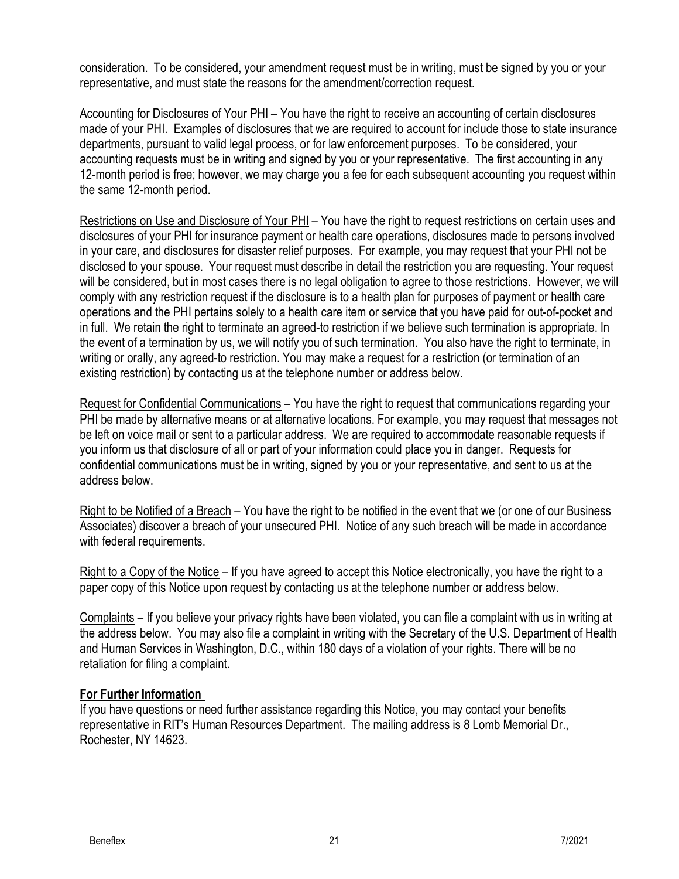consideration. To be considered, your amendment request must be in writing, must be signed by you or your representative, and must state the reasons for the amendment/correction request.

<u>Accounting for Disclosures of Your PHI</u> – You have the right to receive an accounting of certain disclosures made of your PHI. Examples of disclosures that we are required to account for include those to state insurance departments, pursuant to valid legal process, or for law enforcement purposes. To be considered, your accounting requests must be in writing and signed by you or your representative. The first accounting in any 12-month period is free; however, we may charge you a fee for each subsequent accounting you request within the same 12-month period.

<u>Restrictions on Use and Disclosure of Your PHI</u> – You have the right to request restrictions on certain uses and disclosures of your PHI for insurance payment or health care operations, disclosures made to persons involved in your care, and disclosures for disaster relief purposes. For example, you may request that your PHI not be disclosed to your spouse. Your request must describe in detail the restriction you are requesting. Your request will be considered, but in most cases there is no legal obligation to agree to those restrictions. However, we will comply with any restriction request if the disclosure is to a health plan for purposes of payment or health care operations and the PHI pertains solely to a health care item or service that you have paid for out-of-pocket and in full. We retain the right to terminate an agreed-to restriction if we believe such termination is appropriate. In the event of a termination by us, we will notify you of such termination. You also have the right to terminate, in writing or orally, any agreed-to restriction. You may make a request for a restriction (or termination of an existing restriction) by contacting us at the telephone number or address below.

<u>Request for Confidential Communications</u> – You have the right to request that communications regarding your PHI be made by alternative means or at alternative locations. For example, you may request that messages not be left on voice mail or sent to a particular address. We are required to accommodate reasonable requests if you inform us that disclosure of all or part of your information could place you in danger. Requests for confidential communications must be in writing, signed by you or your representative, and sent to us at the address below.

<u>Right to be Notified of a Breach</u> – You have the right to be notified in the event that we (or one of our Business Associates) discover a breach of your unsecured PHI. Notice of any such breach will be made in accordance with federal requirements.

<u>Right to a Copy of the Notice</u> – If you have agreed to accept this Notice electronically, you have the right to a paper copy of this Notice upon request by contacting us at the telephone number or address below.

<u>Complaints</u> – If you believe your privacy rights have been violated, you can file a complaint with us in writing at the address below. You may also file a complaint in writing with the Secretary of the U.S. Department of Health and Human Services in Washington, D.C., within 180 days of a violation of your rights. There will be no retaliation for filing a complaint.

**For Further Information**

If you have questions or need further assistance regarding this Notice, you may contact your benefits representative in RIT's Human Resources Department. The mailing address is 8 Lomb Memorial Dr., Rochester, NY 14623.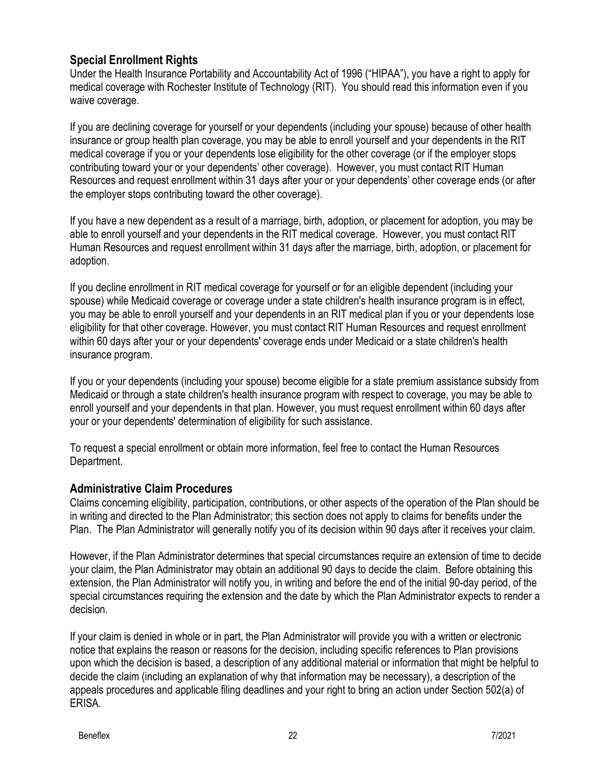## Special Enrollment Rights

Under the Health Insurance Portability and Accountability Act of 1996 ("HIPAA"), you have a right to apply for medical coverage with Rochester Institute of Technology (RIT). You should read this information even if you waive coverage.

If you are declining coverage for yourself or your dependents (including your spouse) because of other health insurance or group health plan coverage, you may be able to enroll yourself and your dependents in the RIT medical coverage if you or your dependents lose eligibility for the other coverage (or if the employer stops contributing toward your or your dependents' other coverage). However, you must contact RIT Human Resources and request enrollment within 31 days after your or your dependents' other coverage ends (or after the employer stops contributing toward the other coverage).

If you have a new dependent as a result of a marriage, birth, adoption, or placement for adoption, you may be able to enroll yourself and your dependents in the RIT medical coverage. However, you must contact RIT Human Resources and request enrollment within 31 days after the marriage, birth, adoption, or placement for adoption.

If you decline enrollment in RIT medical coverage for yourself or for an eligible dependent (including your spouse) while Medicaid coverage or coverage under a state children's health insurance program is in effect, you may be able to enroll yourself and your dependents in an RIT medical plan if you or your dependents lose eligibility for that other coverage. However, you must contact RIT Human Resources and request enrollment within 60 days after your or your dependents' coverage ends under Medicaid or a state children's health insurance program.

If you or your dependents (including your spouse) become eligible for a state premium assistance subsidy from Medicaid or through a state children's health insurance program with respect to coverage, you may be able to enroll yourself and your dependents in that plan. However, you must request enrollment within 60 days after your or your dependents' determination of eligibility for such assistance.

To request a special enrollment or obtain more information, feel free to contact the Human Resources Department.

## Administrative Claim Procedures

Claims concerning eligibility, participation, contributions, or other aspects of the operation of the Plan should be in writing and directed to the Plan Administrator; this section does not apply to claims for benefits under the Plan. The Plan Administrator will generally notify you of its decision within 90 days after it receives your claim.

However, if the Plan Administrator determines that special circumstances require an extension of time to decide your claim, the Plan Administrator may obtain an additional 90 days to decide the claim. Before obtaining this extension, the Plan Administrator will notify you, in writing and before the end of the initial 90-day period, of the special circumstances requiring the extension and the date by which the Plan Administrator expects to render a decision.

If your claim is denied in whole or in part, the Plan Administrator will provide you with a written or electronic notice that explains the reason or reasons for the decision, including specific references to Plan provisions upon which the decision is based, a description of any additional material or information that might be helpful to decide the claim (including an explanation of why that information may be necessary), a description of the appeals procedures and applicable filing deadlines and your right to bring an action under Section 502(a) of ERISA.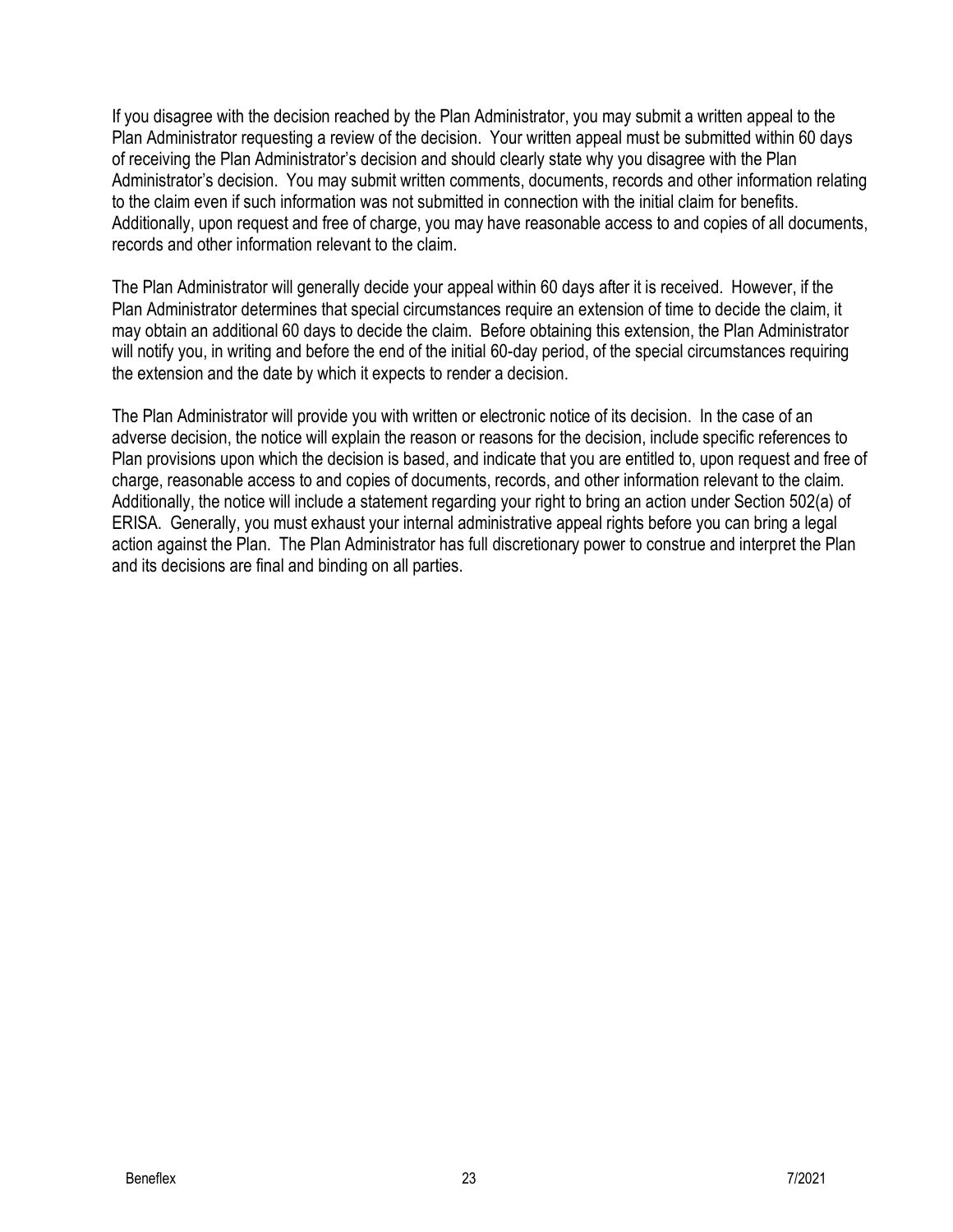If you disagree with the decision reached by the Plan Administrator, you may submit a written appeal to the Plan Administrator requesting a review of the decision. Your written appeal must be submitted within 60 days of receiving the Plan Administrator's decision and should clearly state why you disagree with the Plan Administrator's decision. You may submit written comments, documents, records and other information relating to the claim even if such information was not submitted in connection with the initial claim for benefits. Additionally, upon request and free of charge, you may have reasonable access to and copies of all documents, records and other information relevant to the claim.

The Plan Administrator will generally decide your appeal within 60 days after it is received. However, if the Plan Administrator determines that special circumstances require an extension of time to decide the claim, it may obtain an additional 60 days to decide the claim. Before obtaining this extension, the Plan Administrator will notify you, in writing and before the end of the initial 60-day period, of the special circumstances requiring the extension and the date by which it expects to render a decision.

The Plan Administrator will provide you with written or electronic notice of its decision. In the case of an adverse decision, the notice will explain the reason or reasons for the decision, include specific references to Plan provisions upon which the decision is based, and indicate that you are entitled to, upon request and free of charge, reasonable access to and copies of documents, records, and other information relevant to the claim. Additionally, the notice will include a statement regarding your right to bring an action under Section 502(a) of ERISA. Generally, you must exhaust your internal administrative appeal rights before you can bring a legal action against the Plan. The Plan Administrator has full discretionary power to construe and interpret the Plan and its decisions are final and binding on all parties.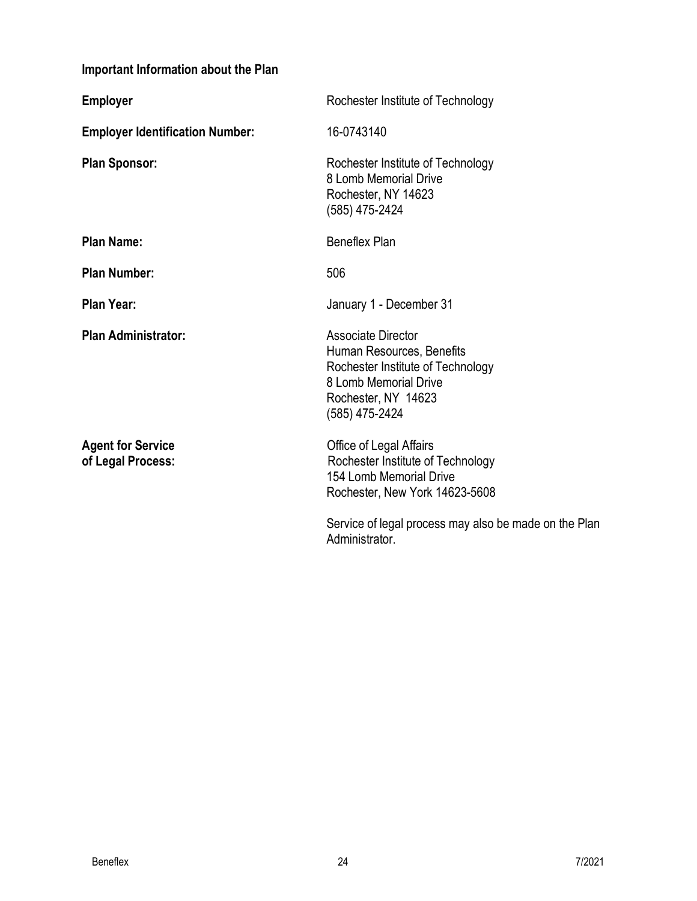## Important Information about the Plan

| | |
|---|---|
| **Employer** | Rochester Institute of Technology |
| **Employer Identification Number:** | 16-0743140 |
| **Plan Sponsor:** | Rochester Institute of Technology<br>8 Lomb Memorial Drive<br>Rochester, NY 14623<br>(585) 475-2424 |
| **Plan Name:** | Beneflex Plan |
| **Plan Number:** | 506 |
| **Plan Year:** | January 1 - December 31 |
| **Plan Administrator:** | Associate Director<br>Human Resources, Benefits<br>Rochester Institute of Technology<br>8 Lomb Memorial Drive<br>Rochester, NY 14623<br>(585) 475-2424 |
| **Agent for Service of Legal Process:** | Office of Legal Affairs<br>Rochester Institute of Technology<br>154 Lomb Memorial Drive<br>Rochester, New York 14623-5608<br><br>Service of legal process may also be made on the Plan Administrator. |